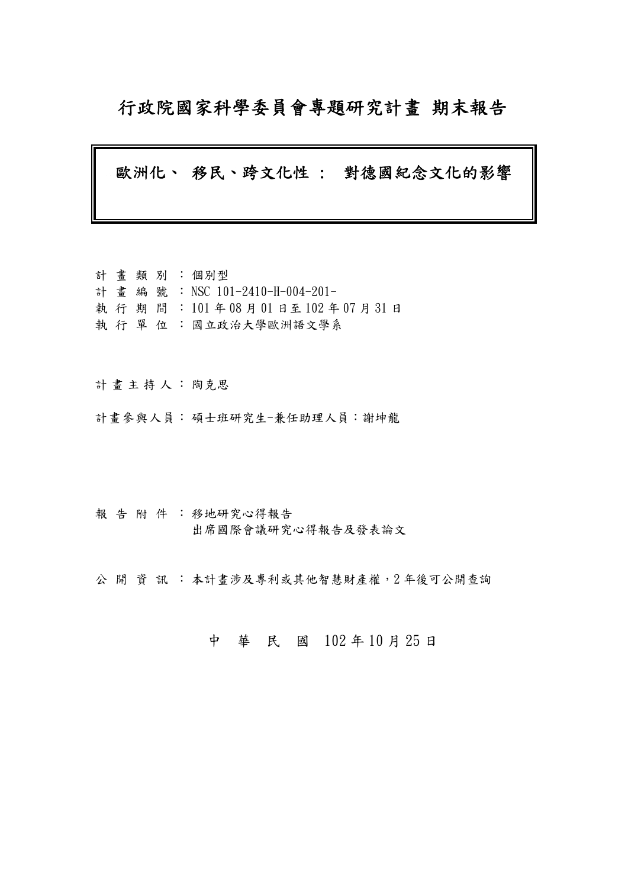# 行政院國家科學委員會專題研究計畫 期末報告

## 歐洲化、 移民、跨文化性 ： 對德國紀念文化的影響

計 畫 類 別 ：個別型
計 畫 編 號 ：NSC 101-2410-H-004-201-
執 行 期 間 ：101 年 08 月 01 日至 102 年 07 月 31 日
執 行 單 位 ：國立政治大學歐洲語文學系

計 畫 主 持 人：陶克思

計畫參與人員：碩士班研究生-兼任助理人員：謝坤龍

報 告 附 件 ：移地研究心得報告
出席國際會議研究心得報告及發表論文

公 開 資 訊 ：本計畫涉及專利或其他智慧財產權，2 年後可公開查詢

中 華 民 國 102 年 10 月 25 日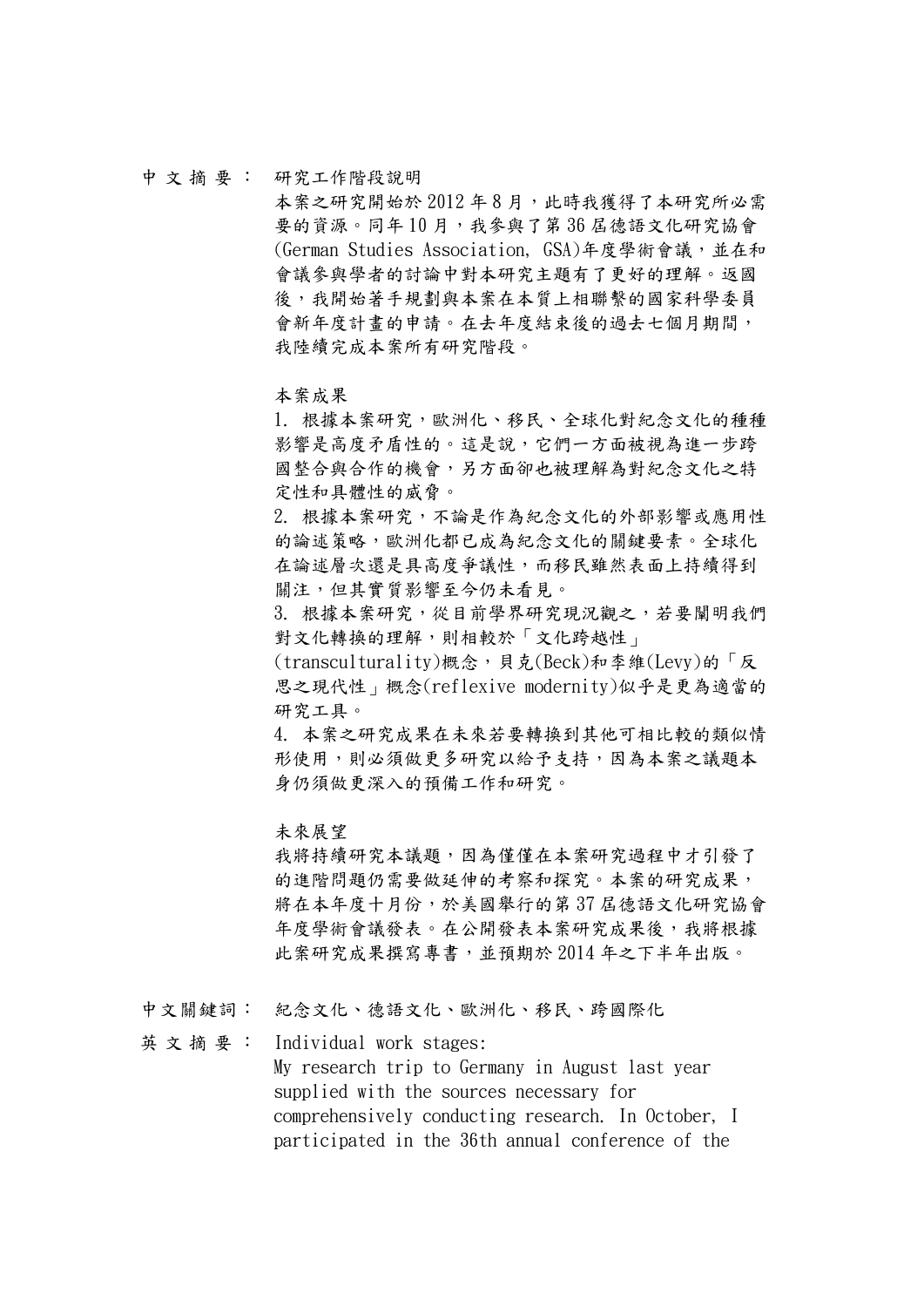中文摘要： 研究工作階段說明

本案之研究開始於 2012 年 8 月，此時我獲得了本研究所必需要的資源。同年 10 月，我參與了第 36 屆德語文化研究協會(German Studies Association, GSA)年度學術會議，並在和會議參與學者的討論中對本研究主題有了更好的理解。返國後，我開始著手規劃與本案在本質上相聯繫的國家科學委員會新年度計畫的申請。在去年度結束後的過去七個月期間，我陸續完成本案所有研究階段。

本案成果

1. 根據本案研究，歐洲化、移民、全球化對紀念文化的種種影響是高度矛盾性的。這是說，它們一方面被視為進一步跨國整合與合作的機會，另方面卻也被理解為對紀念文化之特定性和具體性的威脅。
2. 根據本案研究，不論是作為紀念文化的外部影響或應用性的論述策略，歐洲化都已成為紀念文化的關鍵要素。全球化在論述層次還是具高度爭議性，而移民雖然表面上持續得到關注，但其實質影響至今仍未看見。
3. 根據本案研究，從目前學界研究現況觀之，若要闡明我們對文化轉換的理解，則相較於「文化跨越性」(transculturality)概念，貝克(Beck)和李維(Levy)的「反思之現代性」概念(reflexive modernity)似乎是更為適當的研究工具。
4. 本案之研究成果在未來若要轉換到其他可相比較的類似情形使用，則必須做更多研究以給予支持，因為本案之議題本身仍須做更深入的預備工作和研究。

未來展望

我將持續研究本議題，因為僅僅在本案研究過程中才引發了的進階問題仍需要做延伸的考察和探究。本案的研究成果，將在本年度十月份，於美國舉行的第 37 屆德語文化研究協會年度學術會議發表。在公開發表本案研究成果後，我將根據此案研究成果撰寫專書，並預期於 2014 年之下半年出版。

中文關鍵詞： 紀念文化、德語文化、歐洲化、移民、跨國際化

英文摘要： Individual work stages:

My research trip to Germany in August last year supplied with the sources necessary for comprehensively conducting research. In October, I participated in the 36th annual conference of the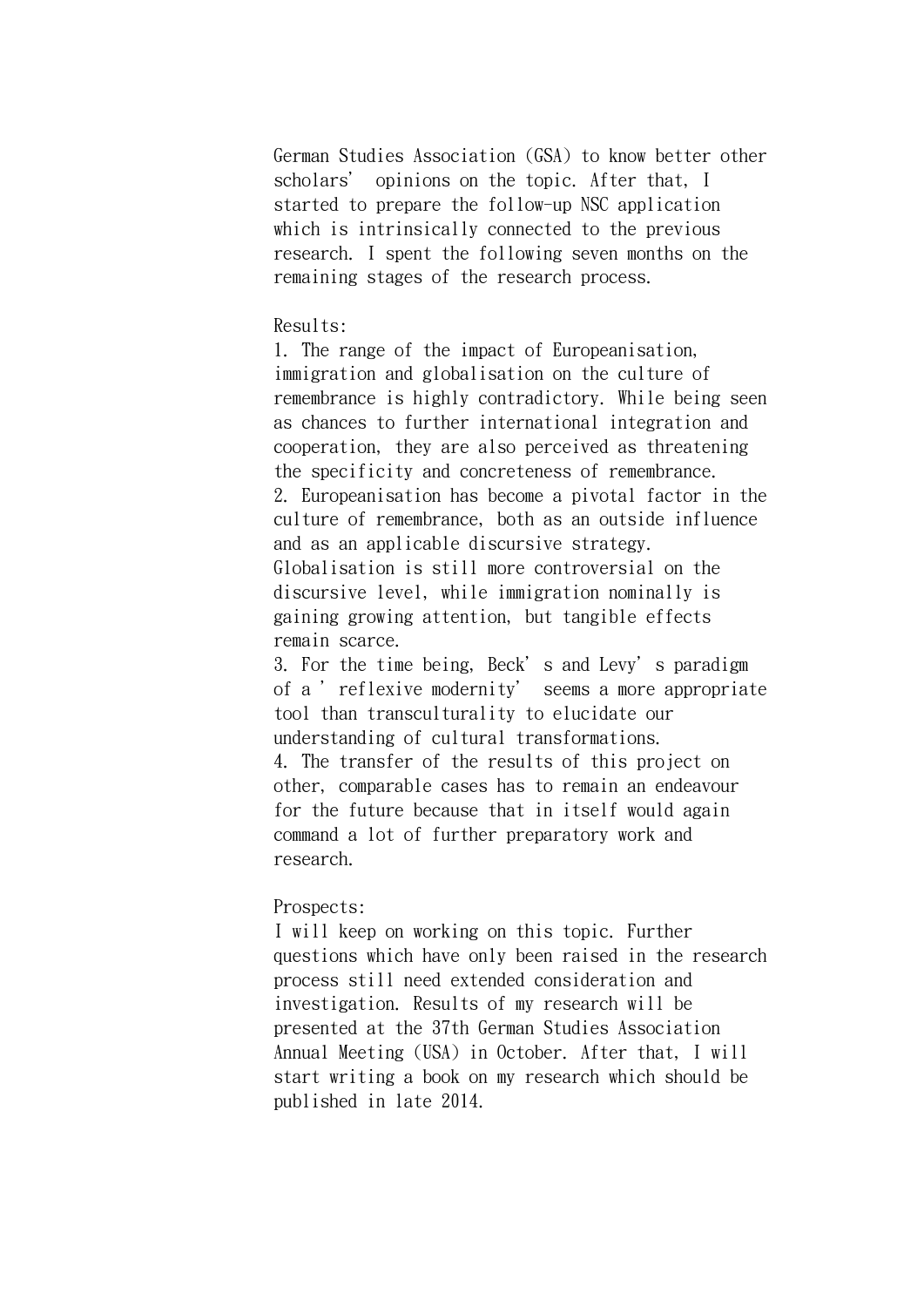German Studies Association (GSA) to know better other scholars' opinions on the topic. After that, I started to prepare the follow-up NSC application which is intrinsically connected to the previous research. I spent the following seven months on the remaining stages of the research process.

Results:

1. The range of the impact of Europeanisation, immigration and globalisation on the culture of remembrance is highly contradictory. While being seen as chances to further international integration and cooperation, they are also perceived as threatening the specificity and concreteness of remembrance.
2. Europeanisation has become a pivotal factor in the culture of remembrance, both as an outside influence and as an applicable discursive strategy. Globalisation is still more controversial on the discursive level, while immigration nominally is gaining growing attention, but tangible effects remain scarce.
3. For the time being, Beck's and Levy's paradigm of a 'reflexive modernity' seems a more appropriate tool than transculturality to elucidate our understanding of cultural transformations.
4. The transfer of the results of this project on other, comparable cases has to remain an endeavour for the future because that in itself would again command a lot of further preparatory work and research.

Prospects:

I will keep on working on this topic. Further questions which have only been raised in the research process still need extended consideration and investigation. Results of my research will be presented at the 37th German Studies Association Annual Meeting (USA) in October. After that, I will start writing a book on my research which should be published in late 2014.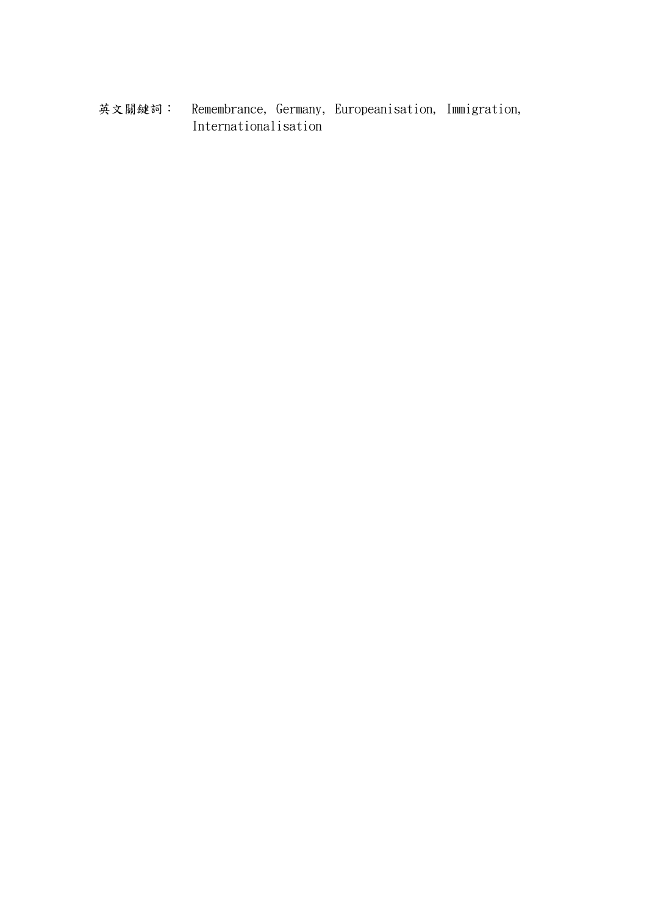英文關鍵詞： Remembrance, Germany, Europeanisation, Immigration, Internationalisation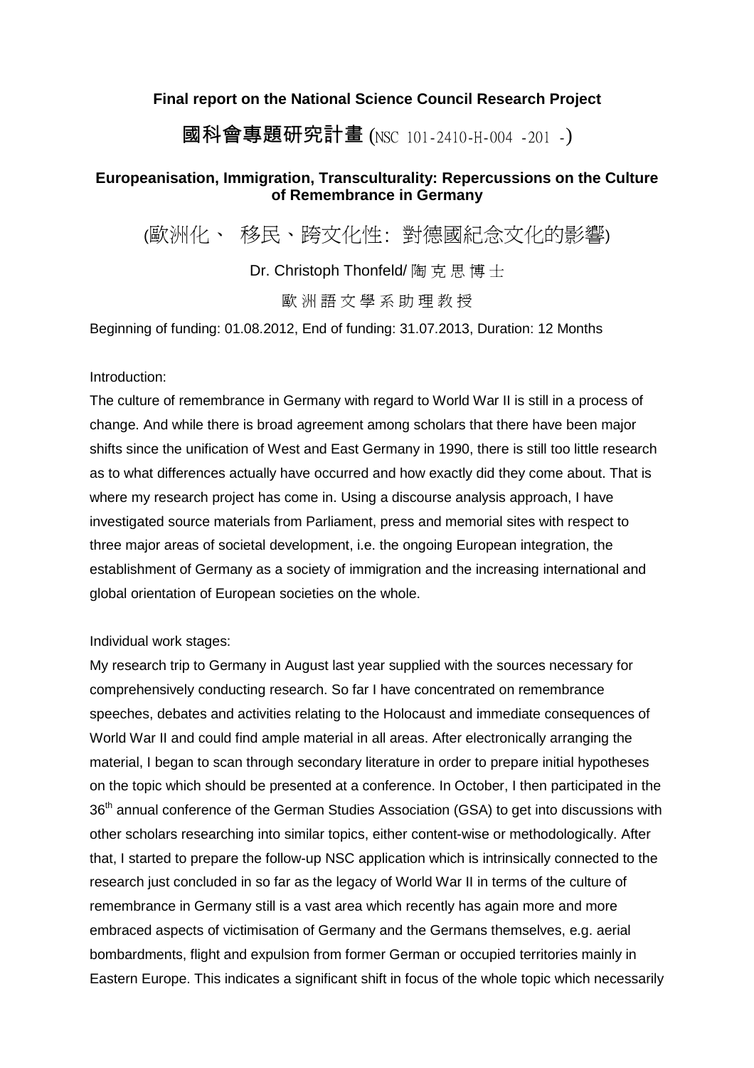**Final report on the National Science Council Research Project**

# 國科會專題研究計畫 (NSC 101-2410-H-004 -201 -)

**Europeanisation, Immigration, Transculturality: Repercussions on the Culture of Remembrance in Germany**

(歐洲化、 移民、跨文化性: 對德國紀念文化的影響)

Dr. Christoph Thonfeld/ 陶 克 思 博 士

歐 洲 語 文 學 系 助 理 教 授

Beginning of funding: 01.08.2012, End of funding: 31.07.2013, Duration: 12 Months

Introduction:

The culture of remembrance in Germany with regard to World War II is still in a process of change. And while there is broad agreement among scholars that there have been major shifts since the unification of West and East Germany in 1990, there is still too little research as to what differences actually have occurred and how exactly did they come about. That is where my research project has come in. Using a discourse analysis approach, I have investigated source materials from Parliament, press and memorial sites with respect to three major areas of societal development, i.e. the ongoing European integration, the establishment of Germany as a society of immigration and the increasing international and global orientation of European societies on the whole.

Individual work stages:

My research trip to Germany in August last year supplied with the sources necessary for comprehensively conducting research. So far I have concentrated on remembrance speeches, debates and activities relating to the Holocaust and immediate consequences of World War II and could find ample material in all areas. After electronically arranging the material, I began to scan through secondary literature in order to prepare initial hypotheses on the topic which should be presented at a conference. In October, I then participated in the 36th annual conference of the German Studies Association (GSA) to get into discussions with other scholars researching into similar topics, either content-wise or methodologically. After that, I started to prepare the follow-up NSC application which is intrinsically connected to the research just concluded in so far as the legacy of World War II in terms of the culture of remembrance in Germany still is a vast area which recently has again more and more embraced aspects of victimisation of Germany and the Germans themselves, e.g. aerial bombardments, flight and expulsion from former German or occupied territories mainly in Eastern Europe. This indicates a significant shift in focus of the whole topic which necessarily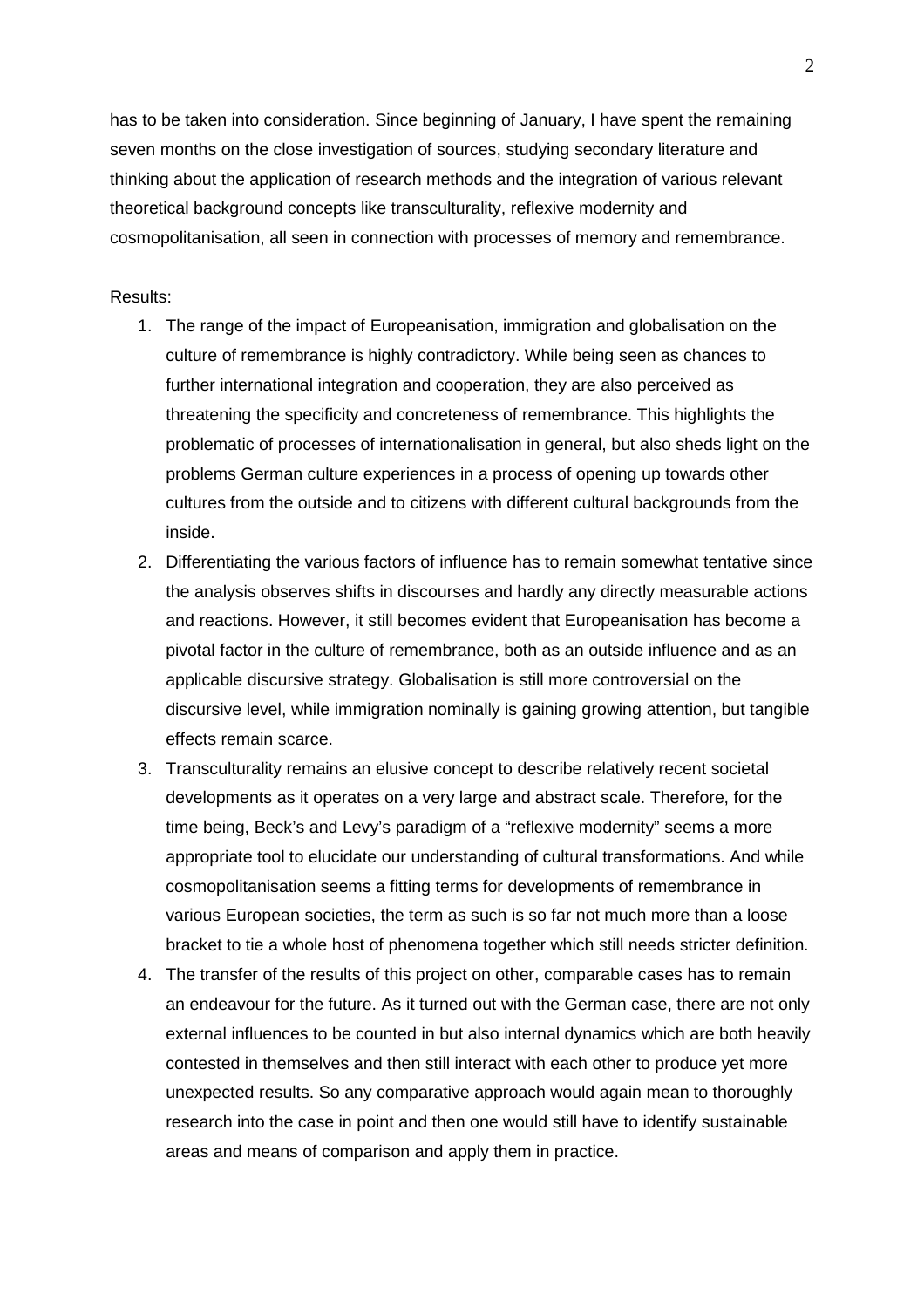has to be taken into consideration. Since beginning of January, I have spent the remaining seven months on the close investigation of sources, studying secondary literature and thinking about the application of research methods and the integration of various relevant theoretical background concepts like transculturality, reflexive modernity and cosmopolitanisation, all seen in connection with processes of memory and remembrance.

Results:

1. The range of the impact of Europeanisation, immigration and globalisation on the culture of remembrance is highly contradictory. While being seen as chances to further international integration and cooperation, they are also perceived as threatening the specificity and concreteness of remembrance. This highlights the problematic of processes of internationalisation in general, but also sheds light on the problems German culture experiences in a process of opening up towards other cultures from the outside and to citizens with different cultural backgrounds from the inside.
2. Differentiating the various factors of influence has to remain somewhat tentative since the analysis observes shifts in discourses and hardly any directly measurable actions and reactions. However, it still becomes evident that Europeanisation has become a pivotal factor in the culture of remembrance, both as an outside influence and as an applicable discursive strategy. Globalisation is still more controversial on the discursive level, while immigration nominally is gaining growing attention, but tangible effects remain scarce.
3. Transculturality remains an elusive concept to describe relatively recent societal developments as it operates on a very large and abstract scale. Therefore, for the time being, Beck's and Levy's paradigm of a "reflexive modernity" seems a more appropriate tool to elucidate our understanding of cultural transformations. And while cosmopolitanisation seems a fitting terms for developments of remembrance in various European societies, the term as such is so far not much more than a loose bracket to tie a whole host of phenomena together which still needs stricter definition.
4. The transfer of the results of this project on other, comparable cases has to remain an endeavour for the future. As it turned out with the German case, there are not only external influences to be counted in but also internal dynamics which are both heavily contested in themselves and then still interact with each other to produce yet more unexpected results. So any comparative approach would again mean to thoroughly research into the case in point and then one would still have to identify sustainable areas and means of comparison and apply them in practice.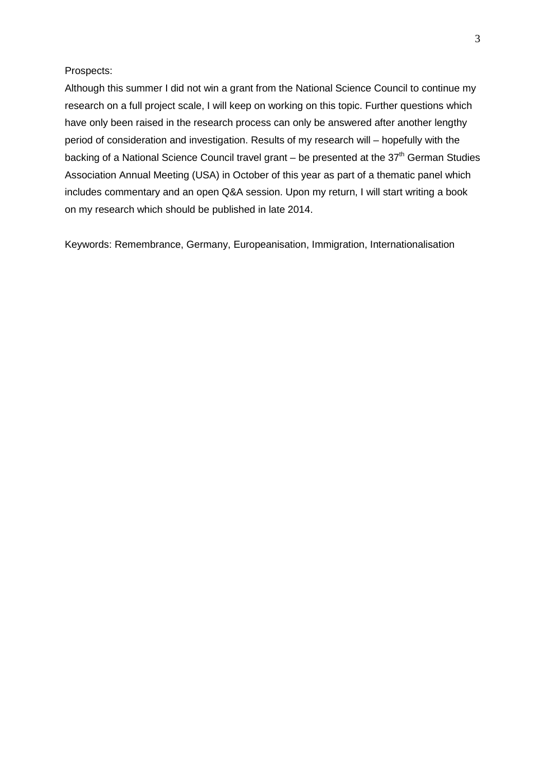Prospects:

Although this summer I did not win a grant from the National Science Council to continue my research on a full project scale, I will keep on working on this topic. Further questions which have only been raised in the research process can only be answered after another lengthy period of consideration and investigation. Results of my research will – hopefully with the backing of a National Science Council travel grant – be presented at the 37th German Studies Association Annual Meeting (USA) in October of this year as part of a thematic panel which includes commentary and an open Q&A session. Upon my return, I will start writing a book on my research which should be published in late 2014.

Keywords: Remembrance, Germany, Europeanisation, Immigration, Internationalisation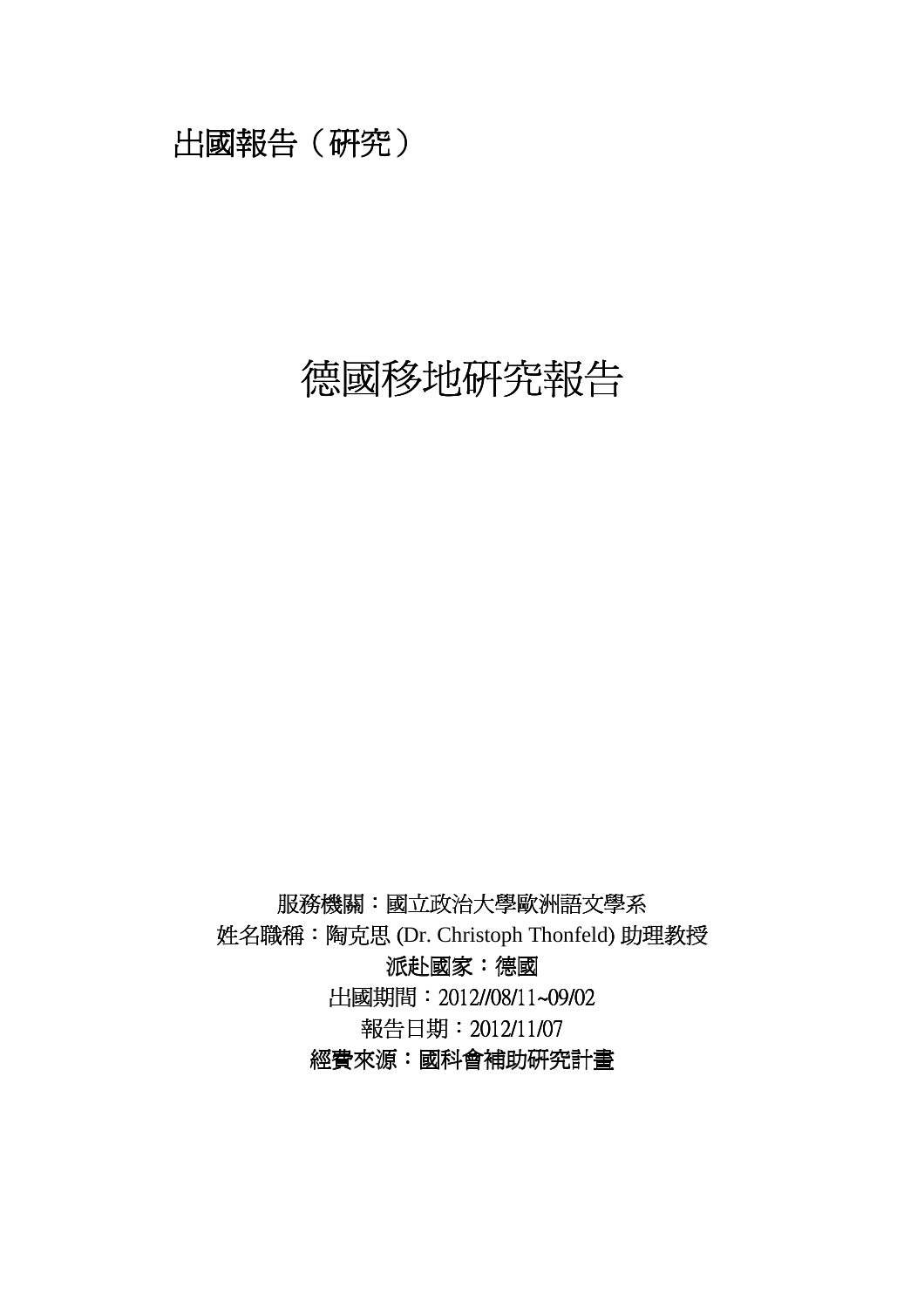出國報告（研究）

# 德國移地研究報告

服務機關：國立政治大學歐洲語文學系

姓名職稱：陶克思 (Dr. Christoph Thonfeld) 助理教授

派赴國家：德國

出國期間：2012//08/11~09/02

報告日期：2012/11/07

經費來源：國科會補助研究計畫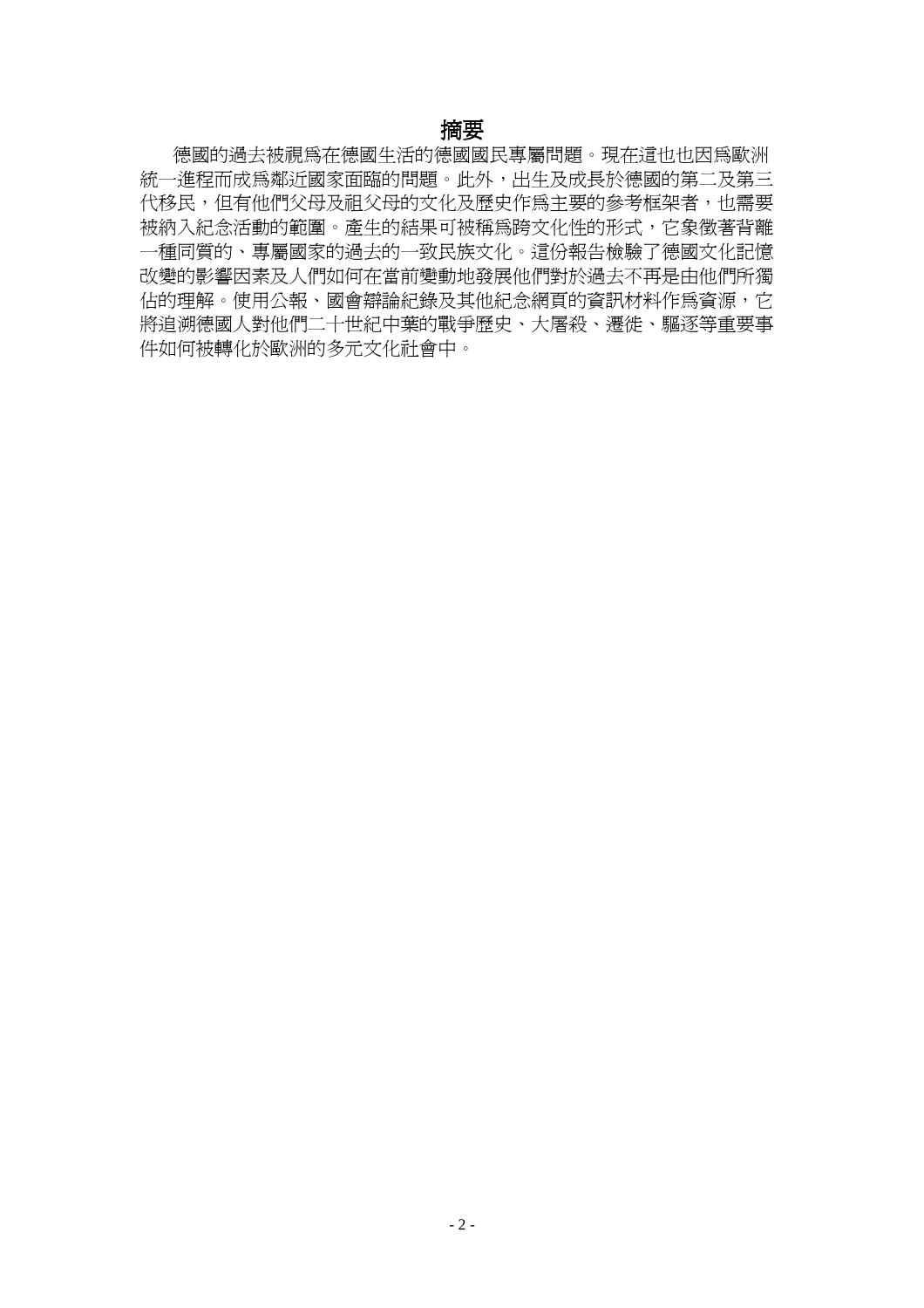# 摘要

德國的過去被視爲在德國生活的德國國民專屬問題。現在這也也因爲歐洲統一進程而成爲鄰近國家面臨的問題。此外，出生及成長於德國的第二及第三代移民，但有他們父母及祖父母的文化及歷史作爲主要的參考框架者，也需要被納入紀念活動的範圍。產生的結果可被稱爲跨文化性的形式，它象徵著背離一種同質的、專屬國家的過去的一致民族文化。這份報告檢驗了德國文化記憶改變的影響因素及人們如何在當前變動地發展他們對於過去不再是由他們所獨佔的理解。使用公報、國會辯論紀錄及其他紀念網頁的資訊材料作爲資源，它將追溯德國人對他們二十世紀中葉的戰爭歷史、大屠殺、遷徙、驅逐等重要事件如何被轉化於歐洲的多元文化社會中。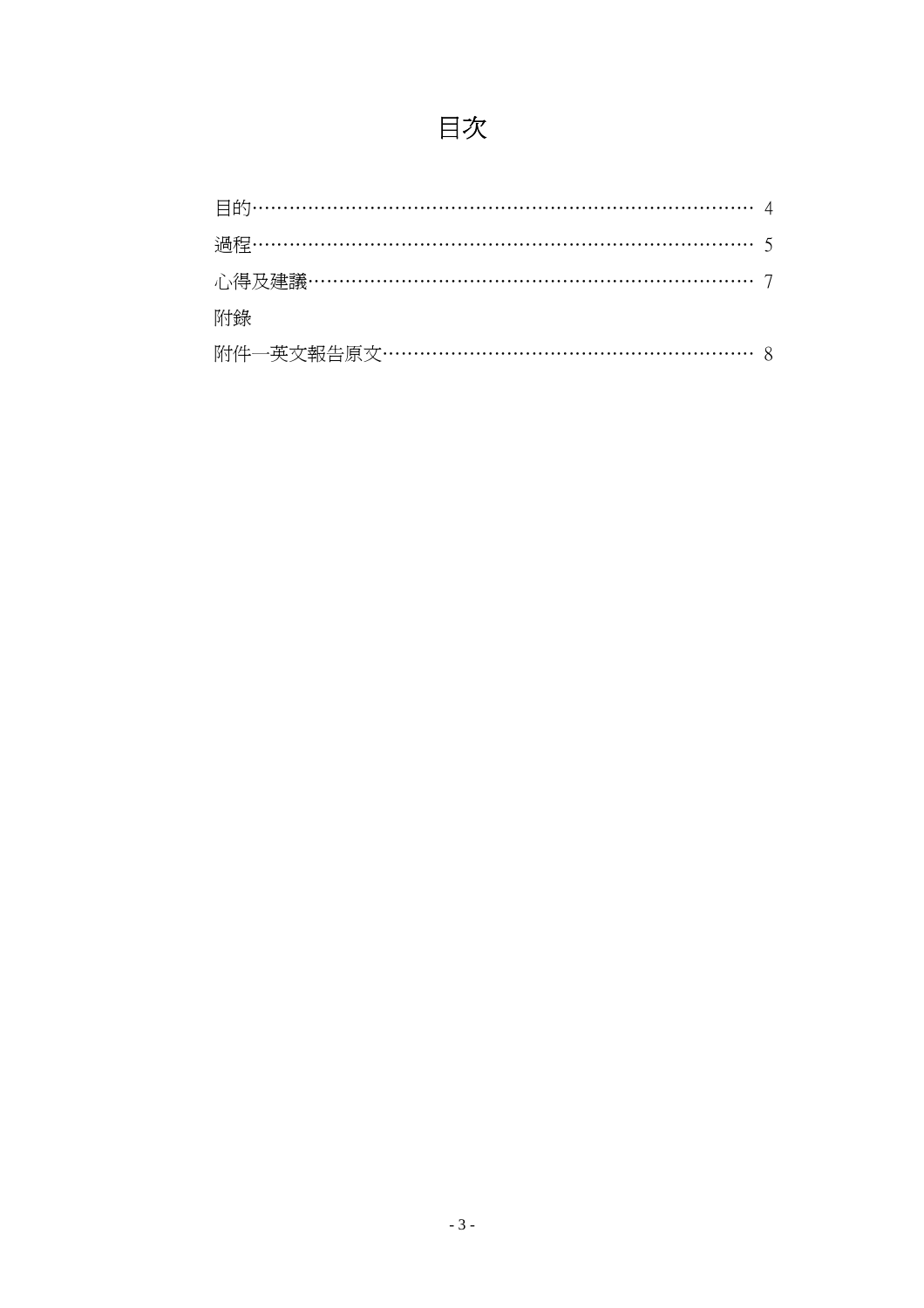# 目次

目的……………………………………………………………………… 4

過程……………………………………………………………………… 5

心得及建議……………………………………………………………… 7

附錄

附件一英文報告原文…………………………………………………… 8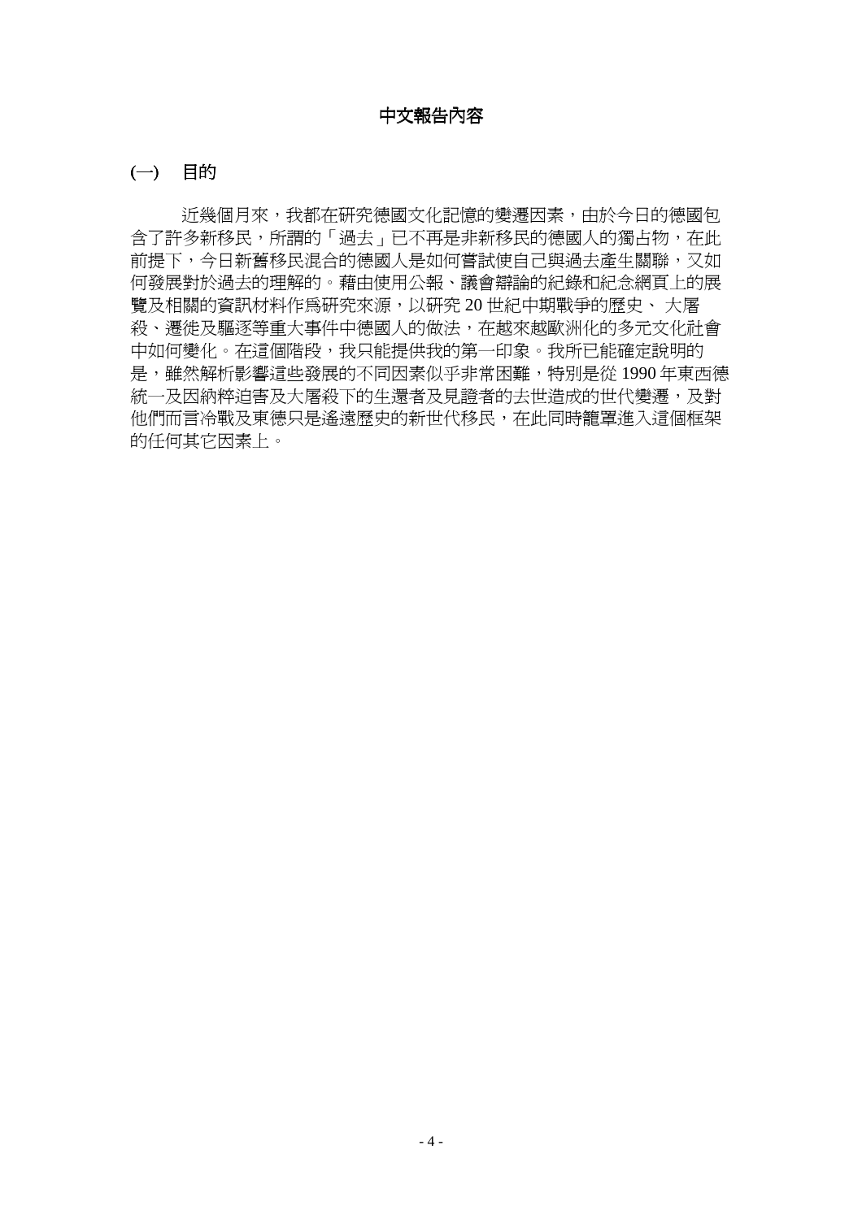# 中文報告內容

## (一) 目的

近幾個月來，我都在研究德國文化記憶的變遷因素，由於今日的德國包含了許多新移民，所謂的「過去」已不再是非新移民的德國人的獨占物，在此前提下，今日新舊移民混合的德國人是如何嘗試使自己與過去產生關聯，又如何發展對於過去的理解的。藉由使用公報、議會辯論的紀錄和紀念網頁上的展覽及相關的資訊材料作爲研究來源，以研究 20 世紀中期戰爭的歷史、 大屠殺、遷徙及驅逐等重大事件中德國人的做法，在越來越歐洲化的多元文化社會中如何變化。在這個階段，我只能提供我的第一印象。我所已能確定說明的是，雖然解析影響這些發展的不同因素似乎非常困難，特別是從 1990 年東西德統一及因納粹迫害及大屠殺下的生還者及見證者的去世造成的世代變遷，及對他們而言冷戰及東德只是遙遠歷史的新世代移民，在此同時籠罩進入這個框架的任何其它因素上。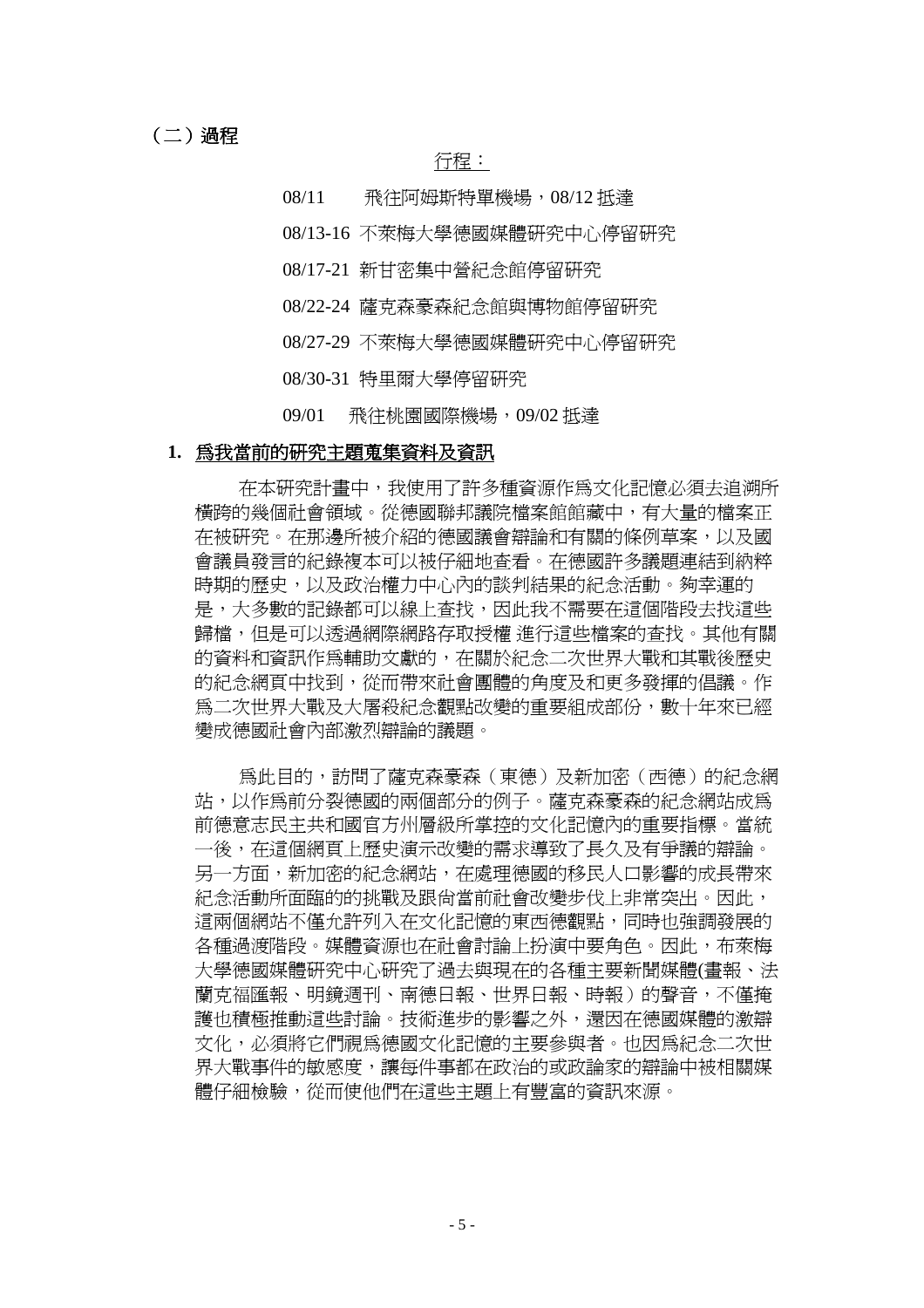## （二）過程

<u>行程：</u>

08/11　飛往阿姆斯特單機場，08/12 抵達

08/13-16 不萊梅大學德國媒體研究中心停留研究

08/17-21 新甘密集中營紀念館停留研究

08/22-24 薩克森豪森紀念館與博物館停留研究

08/27-29 不萊梅大學德國媒體研究中心停留研究

08/30-31 特里爾大學停留研究

09/01　飛往桃園國際機場，09/02 抵達

### 1. <u>為我當前的研究主題蒐集資料及資訊</u>

在本研究計畫中，我使用了許多種資源作為文化記憶必須去追溯所橫跨的幾個社會領域。從德國聯邦議院檔案館館藏中，有大量的檔案正在被研究。在那邊所被介紹的德國議會辯論和有關的條例草案，以及國會議員發言的紀錄複本可以被仔細地查看。在德國許多議題連結到納粹時期的歷史，以及政治權力中心內的談判結果的紀念活動。夠幸運的是，大多數的記錄都可以線上查找，因此我不需要在這個階段去找這些歸檔，但是可以透過網際網路存取授權 進行這些檔案的查找。其他有關的資料和資訊作為輔助文獻的，在關於紀念二次世界大戰和其戰後歷史的紀念網頁中找到，從而帶來社會團體的角度及和更多發揮的倡議。作為二次世界大戰及大屠殺紀念觀點改變的重要組成部份，數十年來已經變成德國社會內部激烈辯論的議題。

為此目的，訪問了薩克森豪森（東德）及新加密（西德）的紀念網站，以作為前分裂德國的兩個部分的例子。薩克森豪森的紀念網站成為前德意志民主共和國官方州層級所掌控的文化記憶內的重要指標。當統一後，在這個網頁上歷史演示改變的需求導致了長久及有爭議的辯論。另一方面，新加密的紀念網站，在處理德國的移民人口影響的成長帶來紀念活動所面臨的的挑戰及跟尚當前社會改變步伐上非常突出。因此，這兩個網站不僅允許列入在文化記憶的東西德觀點，同時也強調發展的各種過渡階段。媒體資源也在社會討論上扮演中要角色。因此，布萊梅大學德國媒體研究中心研究了過去與現在的各種主要新聞媒體(畫報、法蘭克福匯報、明鏡週刊、南德日報、世界日報、時報）的聲音，不僅掩護也積極推動這些討論。技術進步的影響之外，還因在德國媒體的激辯文化，必須將它們視為德國文化記憶的主要參與者。也因為紀念二次世界大戰事件的敏感度，讓每件事都在政治的或政論家的辯論中被相關媒體仔細檢驗，從而使他們在這些主題上有豐富的資訊來源。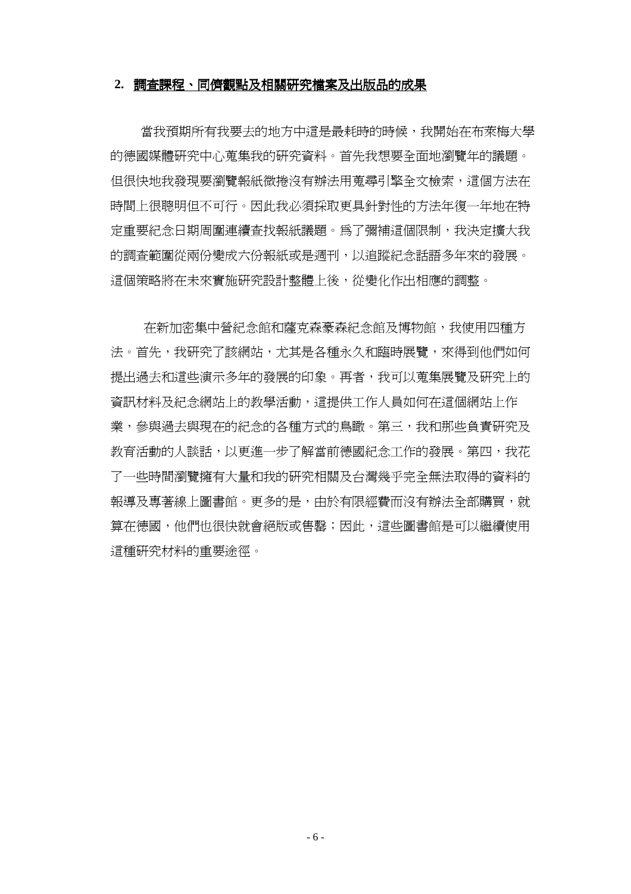## 2. 調查課程、同儕觀點及相關研究檔案及出版品的成果

當我預期所有我要去的地方中這是最耗時的時候，我開始在布萊梅大學的德國媒體研究中心蒐集我的研究資料。首先我想要全面地瀏覽年的議題。但很快地我發現要瀏覽報紙微捲沒有辦法用蒐尋引擎全文檢索，這個方法在時間上很聰明但不可行。因此我必須採取更具針對性的方法年復一年地在特定重要紀念日期周圍連續查找報紙議題。爲了彌補這個限制，我決定擴大我的調查範圍從兩份變成六份報紙或是週刊，以追蹤紀念話語多年來的發展。這個策略將在未來實施研究設計整體上後，從變化作出相應的調整。

在新加密集中營紀念館和薩克森豪森紀念館及博物館，我使用四種方法。首先，我研究了該網站，尤其是各種永久和臨時展覽，來得到他們如何提出過去和這些演示多年的發展的印象。再者，我可以蒐集展覽及研究上的資訊材料及紀念網站上的教學活動，這提供工作人員如何在這個網站上作業，參與過去與現在的紀念的各種方式的鳥瞰。第三，我和那些負責研究及教育活動的人談話，以更進一步了解當前德國紀念工作的發展。第四，我花了一些時間瀏覽擁有大量和我的研究相關及台灣幾乎完全無法取得的資料的報導及專著線上圖書館。更多的是，由於有限經費而沒有辦法全部購買，就算在德國，他們也很快就會絕版或售罄；因此，這些圖書館是可以繼續使用這種研究材料的重要途徑。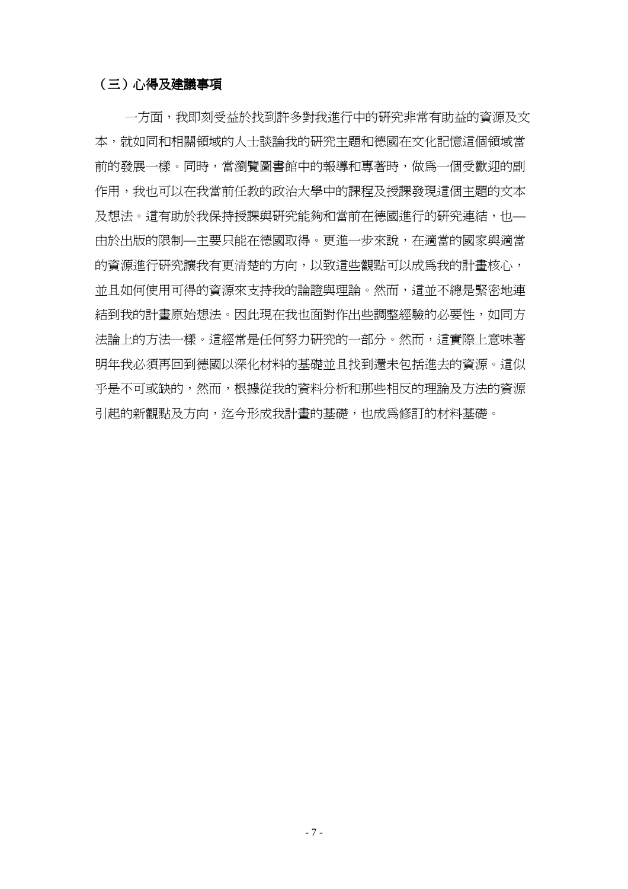### （三）心得及建議事項

一方面，我即刻受益於找到許多對我進行中的研究非常有助益的資源及文本，就如同和相關領域的人士談論我的研究主題和德國在文化記憶這個領域當前的發展一樣。同時，當瀏覽圖書館中的報導和專著時，做爲一個受歡迎的副作用，我也可以在我當前任教的政治大學中的課程及授課發現這個主題的文本及想法。這有助於我保持授課與研究能夠和當前在德國進行的研究連結，也—由於出版的限制—主要只能在德國取得。更進一步來說，在適當的國家與適當的資源進行研究讓我有更清楚的方向，以致這些觀點可以成爲我的計畫核心，並且如何使用可得的資源來支持我的論證與理論。然而，這並不總是緊密地連結到我的計畫原始想法。因此現在我也面對作出些調整經驗的必要性，如同方法論上的方法一樣。這經常是任何努力研究的一部分。然而，這實際上意味著明年我必須再回到德國以深化材料的基礎並且找到還未包括進去的資源。這似乎是不可或缺的，然而，根據從我的資料分析和那些相反的理論及方法的資源引起的新觀點及方向，迄今形成我計畫的基礎，也成爲修訂的材料基礎。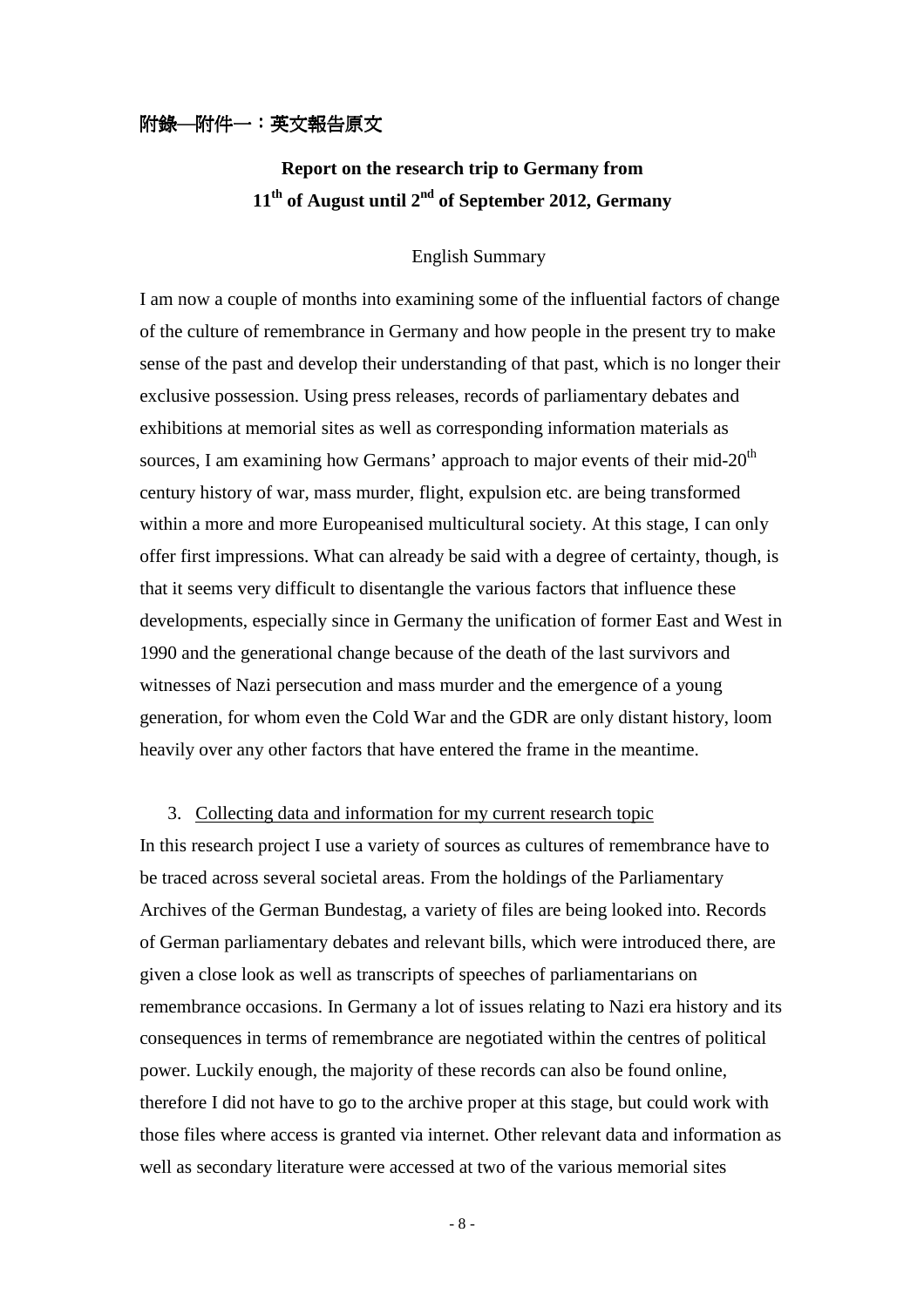附錄—附件一：英文報告原文

# Report on the research trip to Germany from 11th of August until 2nd of September 2012, Germany

English Summary

I am now a couple of months into examining some of the influential factors of change of the culture of remembrance in Germany and how people in the present try to make sense of the past and develop their understanding of that past, which is no longer their exclusive possession. Using press releases, records of parliamentary debates and exhibitions at memorial sites as well as corresponding information materials as sources, I am examining how Germans' approach to major events of their mid-20th century history of war, mass murder, flight, expulsion etc. are being transformed within a more and more Europeanised multicultural society. At this stage, I can only offer first impressions. What can already be said with a degree of certainty, though, is that it seems very difficult to disentangle the various factors that influence these developments, especially since in Germany the unification of former East and West in 1990 and the generational change because of the death of the last survivors and witnesses of Nazi persecution and mass murder and the emergence of a young generation, for whom even the Cold War and the GDR are only distant history, loom heavily over any other factors that have entered the frame in the meantime.

3. Collecting data and information for my current research topic

In this research project I use a variety of sources as cultures of remembrance have to be traced across several societal areas. From the holdings of the Parliamentary Archives of the German Bundestag, a variety of files are being looked into. Records of German parliamentary debates and relevant bills, which were introduced there, are given a close look as well as transcripts of speeches of parliamentarians on remembrance occasions. In Germany a lot of issues relating to Nazi era history and its consequences in terms of remembrance are negotiated within the centres of political power. Luckily enough, the majority of these records can also be found online, therefore I did not have to go to the archive proper at this stage, but could work with those files where access is granted via internet. Other relevant data and information as well as secondary literature were accessed at two of the various memorial sites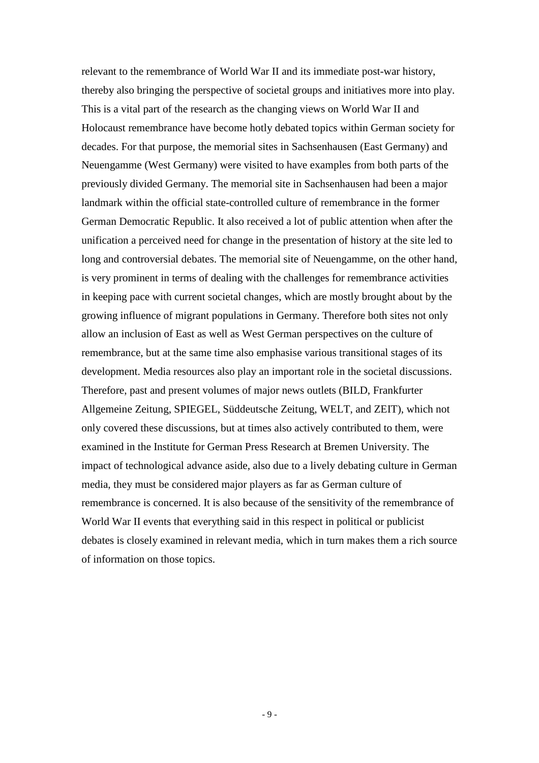relevant to the remembrance of World War II and its immediate post-war history, thereby also bringing the perspective of societal groups and initiatives more into play. This is a vital part of the research as the changing views on World War II and Holocaust remembrance have become hotly debated topics within German society for decades. For that purpose, the memorial sites in Sachsenhausen (East Germany) and Neuengamme (West Germany) were visited to have examples from both parts of the previously divided Germany. The memorial site in Sachsenhausen had been a major landmark within the official state-controlled culture of remembrance in the former German Democratic Republic. It also received a lot of public attention when after the unification a perceived need for change in the presentation of history at the site led to long and controversial debates. The memorial site of Neuengamme, on the other hand, is very prominent in terms of dealing with the challenges for remembrance activities in keeping pace with current societal changes, which are mostly brought about by the growing influence of migrant populations in Germany. Therefore both sites not only allow an inclusion of East as well as West German perspectives on the culture of remembrance, but at the same time also emphasise various transitional stages of its development. Media resources also play an important role in the societal discussions. Therefore, past and present volumes of major news outlets (BILD, Frankfurter Allgemeine Zeitung, SPIEGEL, Süddeutsche Zeitung, WELT, and ZEIT), which not only covered these discussions, but at times also actively contributed to them, were examined in the Institute for German Press Research at Bremen University. The impact of technological advance aside, also due to a lively debating culture in German media, they must be considered major players as far as German culture of remembrance is concerned. It is also because of the sensitivity of the remembrance of World War II events that everything said in this respect in political or publicist debates is closely examined in relevant media, which in turn makes them a rich source of information on those topics.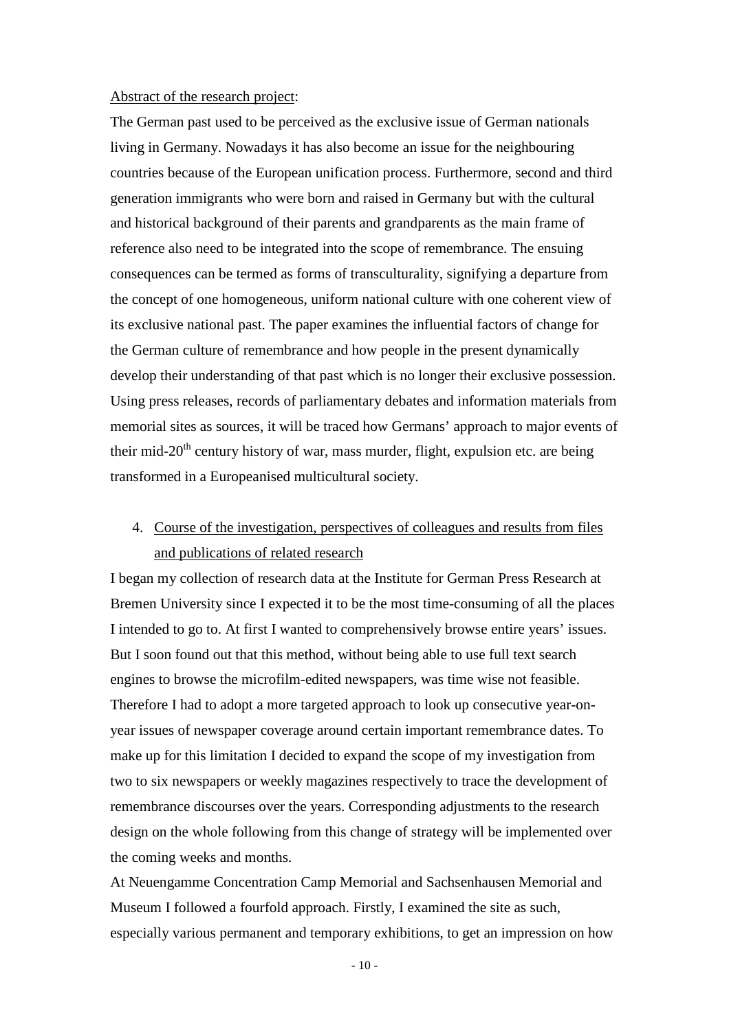Abstract of the research project:

The German past used to be perceived as the exclusive issue of German nationals living in Germany. Nowadays it has also become an issue for the neighbouring countries because of the European unification process. Furthermore, second and third generation immigrants who were born and raised in Germany but with the cultural and historical background of their parents and grandparents as the main frame of reference also need to be integrated into the scope of remembrance. The ensuing consequences can be termed as forms of transculturality, signifying a departure from the concept of one homogeneous, uniform national culture with one coherent view of its exclusive national past. The paper examines the influential factors of change for the German culture of remembrance and how people in the present dynamically develop their understanding of that past which is no longer their exclusive possession. Using press releases, records of parliamentary debates and information materials from memorial sites as sources, it will be traced how Germans' approach to major events of their mid-20th century history of war, mass murder, flight, expulsion etc. are being transformed in a Europeanised multicultural society.

4. Course of the investigation, perspectives of colleagues and results from files and publications of related research

I began my collection of research data at the Institute for German Press Research at Bremen University since I expected it to be the most time-consuming of all the places I intended to go to. At first I wanted to comprehensively browse entire years' issues. But I soon found out that this method, without being able to use full text search engines to browse the microfilm-edited newspapers, was time wise not feasible. Therefore I had to adopt a more targeted approach to look up consecutive year-on-year issues of newspaper coverage around certain important remembrance dates. To make up for this limitation I decided to expand the scope of my investigation from two to six newspapers or weekly magazines respectively to trace the development of remembrance discourses over the years. Corresponding adjustments to the research design on the whole following from this change of strategy will be implemented over the coming weeks and months.

At Neuengamme Concentration Camp Memorial and Sachsenhausen Memorial and Museum I followed a fourfold approach. Firstly, I examined the site as such, especially various permanent and temporary exhibitions, to get an impression on how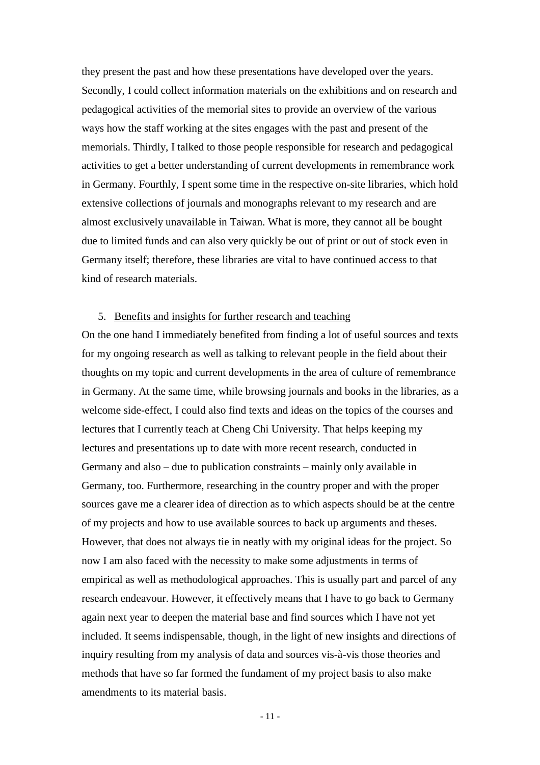they present the past and how these presentations have developed over the years. Secondly, I could collect information materials on the exhibitions and on research and pedagogical activities of the memorial sites to provide an overview of the various ways how the staff working at the sites engages with the past and present of the memorials. Thirdly, I talked to those people responsible for research and pedagogical activities to get a better understanding of current developments in remembrance work in Germany. Fourthly, I spent some time in the respective on-site libraries, which hold extensive collections of journals and monographs relevant to my research and are almost exclusively unavailable in Taiwan. What is more, they cannot all be bought due to limited funds and can also very quickly be out of print or out of stock even in Germany itself; therefore, these libraries are vital to have continued access to that kind of research materials.

## 5. Benefits and insights for further research and teaching

On the one hand I immediately benefited from finding a lot of useful sources and texts for my ongoing research as well as talking to relevant people in the field about their thoughts on my topic and current developments in the area of culture of remembrance in Germany. At the same time, while browsing journals and books in the libraries, as a welcome side-effect, I could also find texts and ideas on the topics of the courses and lectures that I currently teach at Cheng Chi University. That helps keeping my lectures and presentations up to date with more recent research, conducted in Germany and also – due to publication constraints – mainly only available in Germany, too. Furthermore, researching in the country proper and with the proper sources gave me a clearer idea of direction as to which aspects should be at the centre of my projects and how to use available sources to back up arguments and theses. However, that does not always tie in neatly with my original ideas for the project. So now I am also faced with the necessity to make some adjustments in terms of empirical as well as methodological approaches. This is usually part and parcel of any research endeavour. However, it effectively means that I have to go back to Germany again next year to deepen the material base and find sources which I have not yet included. It seems indispensable, though, in the light of new insights and directions of inquiry resulting from my analysis of data and sources vis-à-vis those theories and methods that have so far formed the fundament of my project basis to also make amendments to its material basis.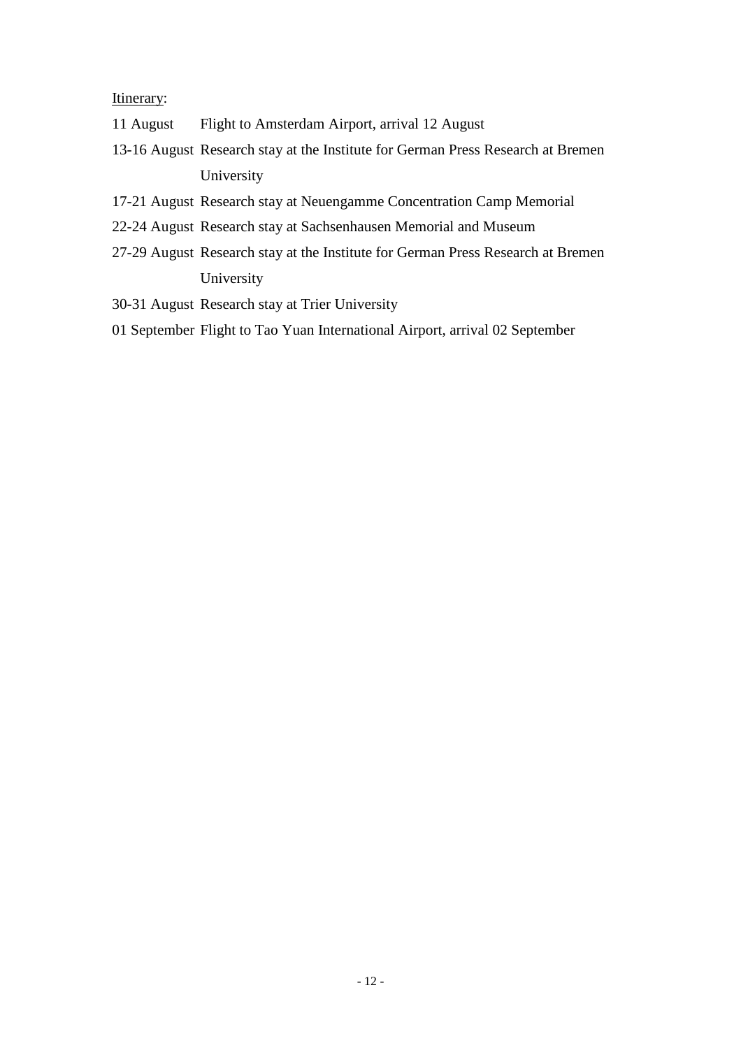<u>Itinerary</u>:

| | |
|---|---|
| 11 August | Flight to Amsterdam Airport, arrival 12 August |
| 13-16 August | Research stay at the Institute for German Press Research at Bremen University |
| 17-21 August | Research stay at Neuengamme Concentration Camp Memorial |
| 22-24 August | Research stay at Sachsenhausen Memorial and Museum |
| 27-29 August | Research stay at the Institute for German Press Research at Bremen University |
| 30-31 August | Research stay at Trier University |
| 01 September | Flight to Tao Yuan International Airport, arrival 02 September |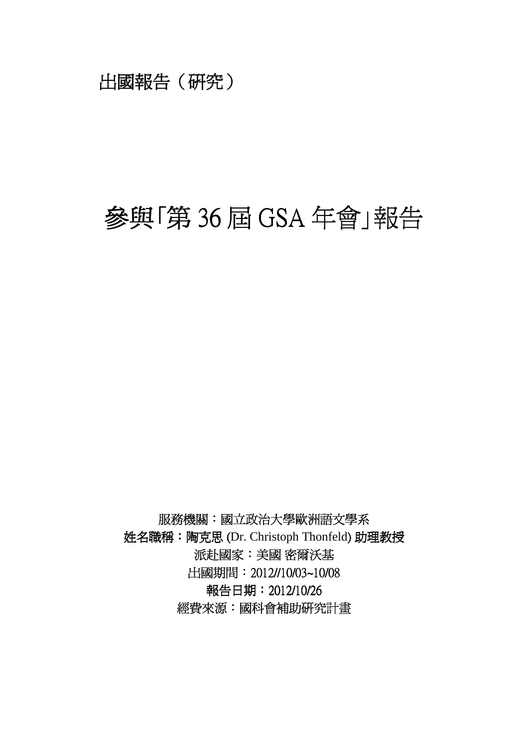出國報告（研究）

# 參與「第 36 屆 GSA 年會」報告

服務機關：國立政治大學歐洲語文學系

姓名職稱：陶克思 (Dr. Christoph Thonfeld) 助理教授

派赴國家：美國 密爾沃基

出國期間：2012//10/03~10/08

報告日期：2012/10/26

經費來源：國科會補助研究計畫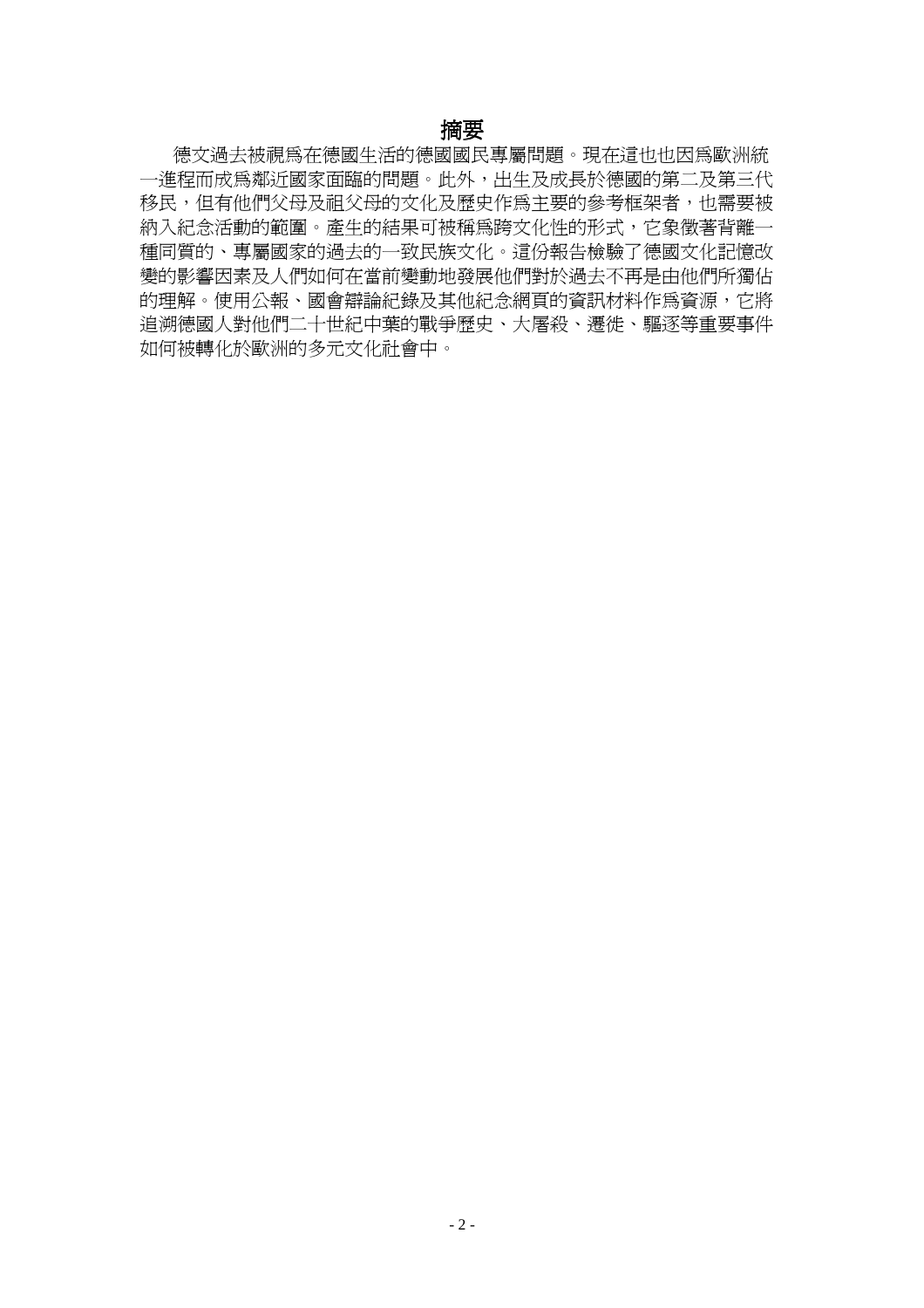# 摘要

德文過去被視爲在德國生活的德國國民專屬問題。現在這也也因爲歐洲統一進程而成爲鄰近國家面臨的問題。此外，出生及成長於德國的第二及第三代移民，但有他們父母及祖父母的文化及歷史作爲主要的參考框架者，也需要被納入紀念活動的範圍。產生的結果可被稱爲跨文化性的形式，它象徵著背離一種同質的、專屬國家的過去的一致民族文化。這份報告檢驗了德國文化記憶改變的影響因素及人們如何在當前變動地發展他們對於過去不再是由他們所獨佔的理解。使用公報、國會辯論紀錄及其他紀念網頁的資訊材料作爲資源，它將追溯德國人對他們二十世紀中葉的戰爭歷史、大屠殺、遷徙、驅逐等重要事件如何被轉化於歐洲的多元文化社會中。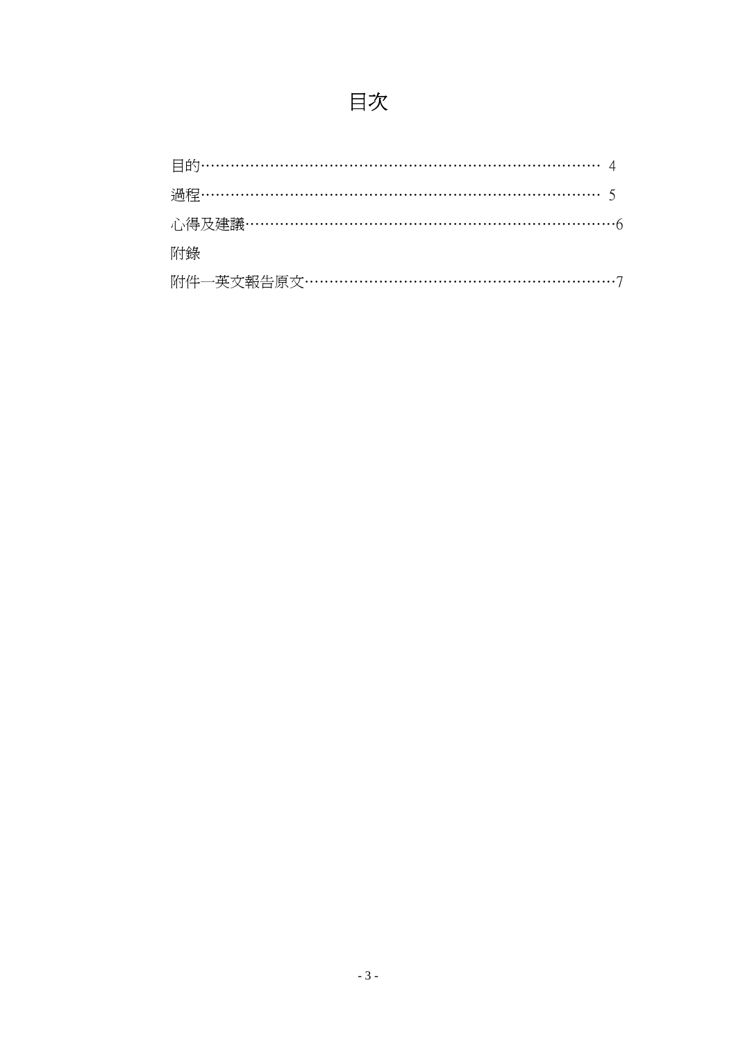# 目次

目的………………………………………………………………………… 4

過程………………………………………………………………………… 5

心得及建議…………………………………………………………………6

附錄

附件一英文報告原文………………………………………………………7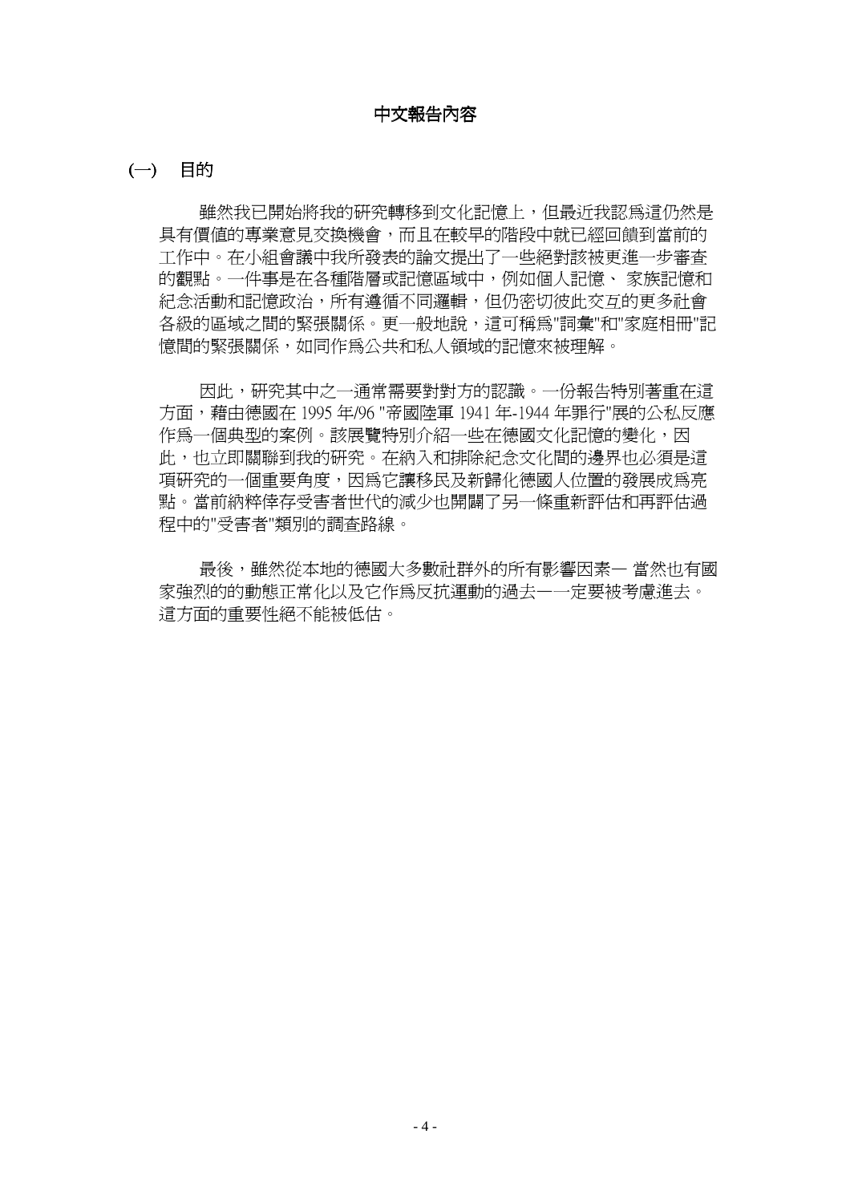## 中文報告內容

### (一) 目的

雖然我已開始將我的研究轉移到文化記憶上，但最近我認爲這仍然是具有價值的專業意見交換機會，而且在較早的階段中就已經回饋到當前的工作中。在小組會議中我所發表的論文提出了一些絕對該被更進一步審查的觀點。一件事是在各種階層或記憶區域中，例如個人記憶、 家族記憶和紀念活動和記憶政治，所有遵循不同邏輯，但仍密切彼此交互的更多社會各級的區域之間的緊張關係。更一般地說，這可稱爲"詞彙"和"家庭相冊"記憶間的緊張關係，如同作爲公共和私人領域的記憶來被理解。

因此，研究其中之一通常需要對對方的認識。一份報告特別著重在這方面，藉由德國在 1995 年/96 "帝國陸軍 1941 年-1944 年罪行"展的公私反應作爲一個典型的案例。該展覽特別介紹一些在德國文化記憶的變化，因此，也立即關聯到我的研究。在納入和排除紀念文化間的邊界也必須是這項研究的一個重要角度，因爲它讓移民及新歸化德國人位置的發展成爲亮點。當前納粹倖存受害者世代的減少也開闢了另一條重新評估和再評估過程中的"受害者"類別的調查路線。

最後，雖然從本地的德國大多數社群外的所有影響因素— 當然也有國家強烈的的動態正常化以及它作爲反抗運動的過去—一定要被考慮進去。這方面的重要性絕不能被低估。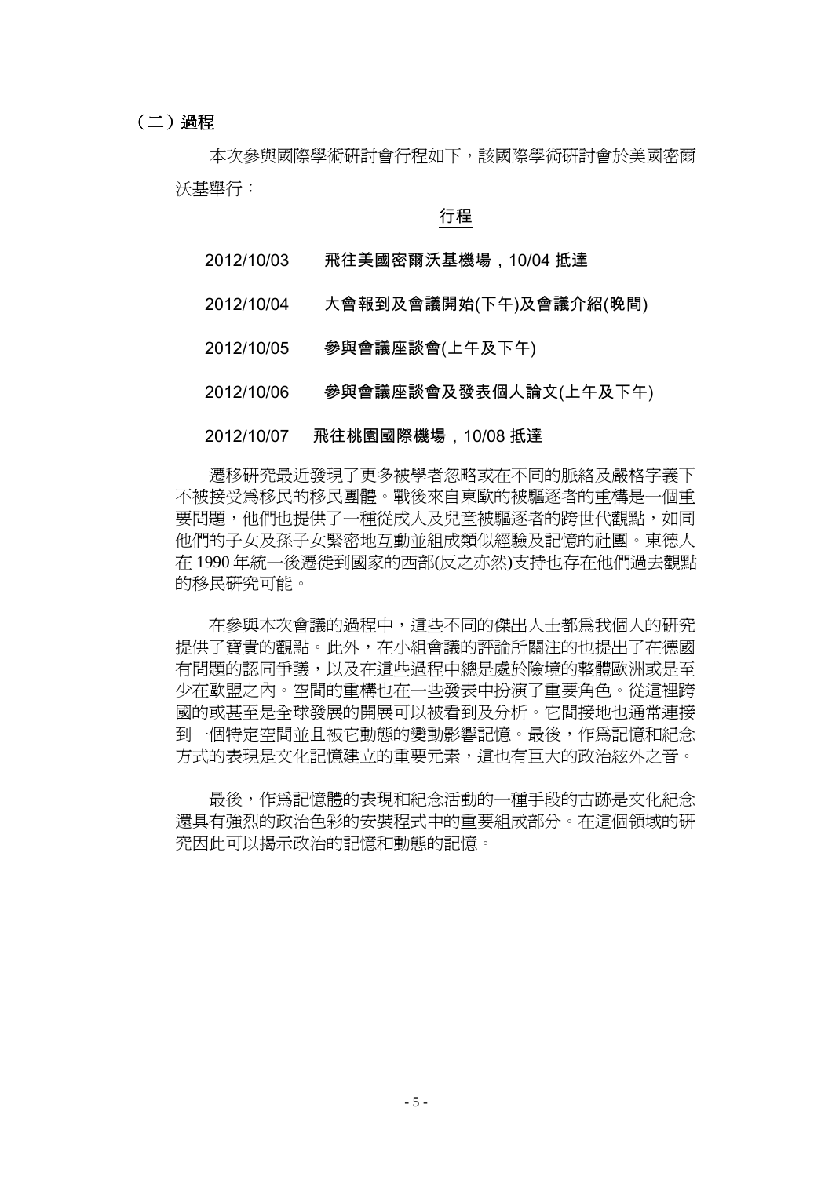## （二）過程

本次參與國際學術研討會行程如下，該國際學術研討會於美國密爾沃基舉行：

**行程**

| | |
|---|---|
| 2012/10/03 | **飛往美國密爾沃基機場，10/04 抵達** |
| 2012/10/04 | **大會報到及會議開始(下午)及會議介紹(晚間)** |
| 2012/10/05 | **參與會議座談會(上午及下午)** |
| 2012/10/06 | **參與會議座談會及發表個人論文(上午及下午)** |
| 2012/10/07 | **飛往桃園國際機場，10/08 抵達** |

遷移研究最近發現了更多被學者忽略或在不同的脈絡及嚴格字義下不被接受為移民的移民團體。戰後來自東歐的被驅逐者的重構是一個重要問題，他們也提供了一種從成人及兒童被驅逐者的跨世代觀點，如同他們的子女及孫子女緊密地互動並組成類似經驗及記憶的社團。東德人在 1990 年統一後遷徙到國家的西部(反之亦然)支持也存在他們過去觀點的移民研究可能。

在參與本次會議的過程中，這些不同的傑出人士都為我個人的研究提供了寶貴的觀點。此外，在小組會議的評論所關注的也提出了在德國有問題的認同爭議，以及在這些過程中總是處於險境的整體歐洲或是至少在歐盟之內。空間的重構也在一些發表中扮演了重要角色。從這裡跨國的或甚至是全球發展的開展可以被看到及分析。它間接地也通常連接到一個特定空間並且被它動態的變動影響記憶。最後，作為記憶和紀念方式的表現是文化記憶建立的重要元素，這也有巨大的政治絃外之音。

最後，作為記憶體的表現和紀念活動的一種手段的古跡是文化紀念還具有強烈的政治色彩的安裝程式中的重要組成部分。在這個領域的研究因此可以揭示政治的記憶和動態的記憶。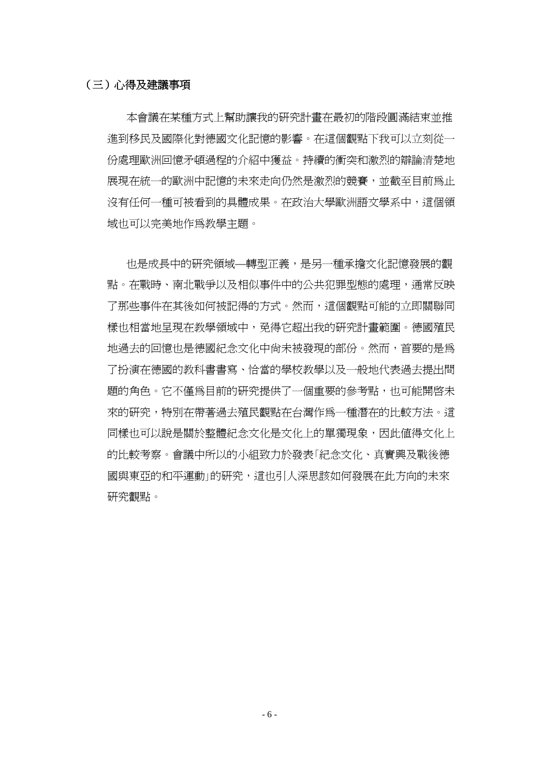### （三）心得及建議事項

本會議在某種方式上幫助讓我的研究計畫在最初的階段圓滿結束並推進到移民及國際化對德國文化記憶的影響。在這個觀點下我可以立刻從一份處理歐洲回憶矛頓過程的介紹中獲益。持續的衝突和激烈的辯論清楚地展現在統一的歐洲中記憶的未來走向仍然是激烈的競賽，並截至目前為止沒有任何一種可被看到的具體成果。在政治大學歐洲語文學系中，這個領域也可以完美地作為教學主題。

也是成長中的研究領域—轉型正義，是另一種承擔文化記憶發展的觀點。在戰時、南北戰爭以及相似事件中的公共犯罪型態的處理，通常反映了那些事件在其後如何被記得的方式。然而，這個觀點可能的立即關聯同樣也相當地呈現在教學領域中，免得它超出我的研究計畫範圍。德國殖民地過去的回憶也是德國紀念文化中尚未被發現的部份。然而，首要的是為了扮演在德國的教科書書寫、恰當的學校教學以及一般地代表過去提出問題的角色。它不僅為目前的研究提供了一個重要的參考點，也可能開啓未來的研究，特別在帶著過去殖民觀點在台灣作為一種潛在的比較方法。這同樣也可以說是關於整體紀念文化是文化上的單獨現象，因此值得文化上的比較考察。會議中所以的小組致力於發表「紀念文化、真實與及戰後德國與東亞的和平運動」的研究，這也引人深思該如何發展在此方向的未來研究觀點。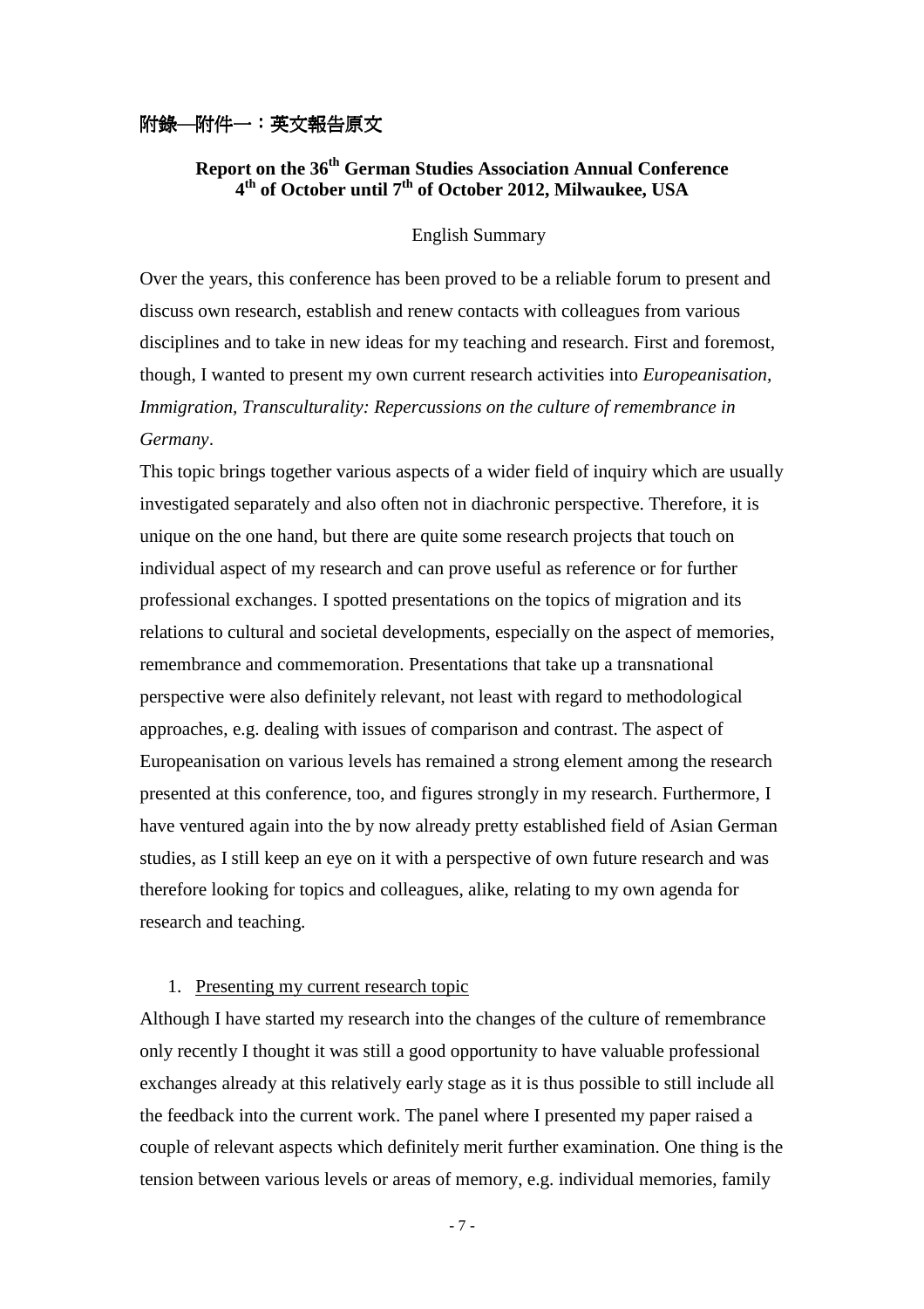## 附錄─附件一：英文報告原文

### Report on the 36th German Studies Association Annual Conference 4th of October until 7th of October 2012, Milwaukee, USA

English Summary

Over the years, this conference has been proved to be a reliable forum to present and discuss own research, establish and renew contacts with colleagues from various disciplines and to take in new ideas for my teaching and research. First and foremost, though, I wanted to present my own current research activities into *Europeanisation, Immigration, Transculturality: Repercussions on the culture of remembrance in Germany*.

This topic brings together various aspects of a wider field of inquiry which are usually investigated separately and also often not in diachronic perspective. Therefore, it is unique on the one hand, but there are quite some research projects that touch on individual aspect of my research and can prove useful as reference or for further professional exchanges. I spotted presentations on the topics of migration and its relations to cultural and societal developments, especially on the aspect of memories, remembrance and commemoration. Presentations that take up a transnational perspective were also definitely relevant, not least with regard to methodological approaches, e.g. dealing with issues of comparison and contrast. The aspect of Europeanisation on various levels has remained a strong element among the research presented at this conference, too, and figures strongly in my research. Furthermore, I have ventured again into the by now already pretty established field of Asian German studies, as I still keep an eye on it with a perspective of own future research and was therefore looking for topics and colleagues, alike, relating to my own agenda for research and teaching.

1. Presenting my current research topic

Although I have started my research into the changes of the culture of remembrance only recently I thought it was still a good opportunity to have valuable professional exchanges already at this relatively early stage as it is thus possible to still include all the feedback into the current work. The panel where I presented my paper raised a couple of relevant aspects which definitely merit further examination. One thing is the tension between various levels or areas of memory, e.g. individual memories, family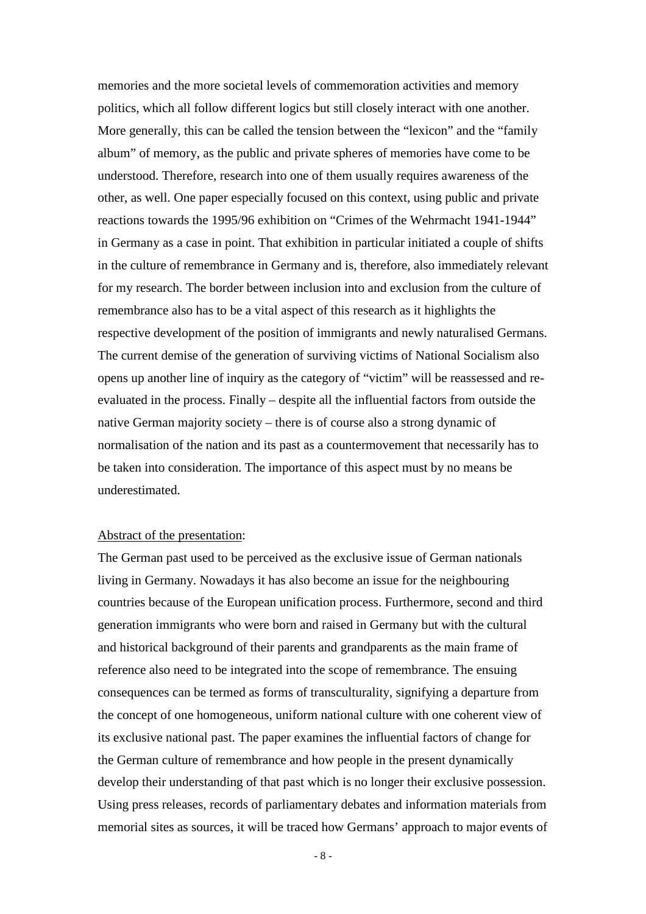memories and the more societal levels of commemoration activities and memory politics, which all follow different logics but still closely interact with one another. More generally, this can be called the tension between the "lexicon" and the "family album" of memory, as the public and private spheres of memories have come to be understood. Therefore, research into one of them usually requires awareness of the other, as well. One paper especially focused on this context, using public and private reactions towards the 1995/96 exhibition on "Crimes of the Wehrmacht 1941-1944" in Germany as a case in point. That exhibition in particular initiated a couple of shifts in the culture of remembrance in Germany and is, therefore, also immediately relevant for my research. The border between inclusion into and exclusion from the culture of remembrance also has to be a vital aspect of this research as it highlights the respective development of the position of immigrants and newly naturalised Germans. The current demise of the generation of surviving victims of National Socialism also opens up another line of inquiry as the category of "victim" will be reassessed and re-evaluated in the process. Finally – despite all the influential factors from outside the native German majority society – there is of course also a strong dynamic of normalisation of the nation and its past as a countermovement that necessarily has to be taken into consideration. The importance of this aspect must by no means be underestimated.

<u>Abstract of the presentation</u>:

The German past used to be perceived as the exclusive issue of German nationals living in Germany. Nowadays it has also become an issue for the neighbouring countries because of the European unification process. Furthermore, second and third generation immigrants who were born and raised in Germany but with the cultural and historical background of their parents and grandparents as the main frame of reference also need to be integrated into the scope of remembrance. The ensuing consequences can be termed as forms of transculturality, signifying a departure from the concept of one homogeneous, uniform national culture with one coherent view of its exclusive national past. The paper examines the influential factors of change for the German culture of remembrance and how people in the present dynamically develop their understanding of that past which is no longer their exclusive possession. Using press releases, records of parliamentary debates and information materials from memorial sites as sources, it will be traced how Germans' approach to major events of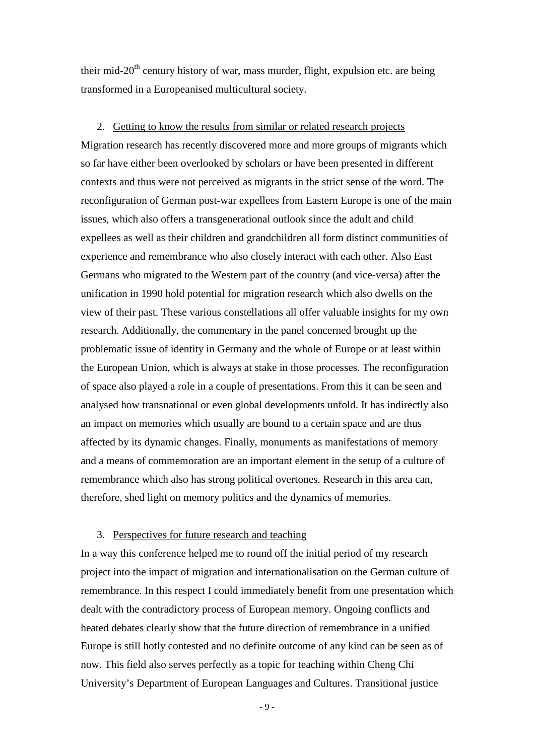their mid-20th century history of war, mass murder, flight, expulsion etc. are being transformed in a Europeanised multicultural society.

2. <u>Getting to know the results from similar or related research projects</u>

Migration research has recently discovered more and more groups of migrants which so far have either been overlooked by scholars or have been presented in different contexts and thus were not perceived as migrants in the strict sense of the word. The reconfiguration of German post-war expellees from Eastern Europe is one of the main issues, which also offers a transgenerational outlook since the adult and child expellees as well as their children and grandchildren all form distinct communities of experience and remembrance who also closely interact with each other. Also East Germans who migrated to the Western part of the country (and vice-versa) after the unification in 1990 hold potential for migration research which also dwells on the view of their past. These various constellations all offer valuable insights for my own research. Additionally, the commentary in the panel concerned brought up the problematic issue of identity in Germany and the whole of Europe or at least within the European Union, which is always at stake in those processes. The reconfiguration of space also played a role in a couple of presentations. From this it can be seen and analysed how transnational or even global developments unfold. It has indirectly also an impact on memories which usually are bound to a certain space and are thus affected by its dynamic changes. Finally, monuments as manifestations of memory and a means of commemoration are an important element in the setup of a culture of remembrance which also has strong political overtones. Research in this area can, therefore, shed light on memory politics and the dynamics of memories.

3. <u>Perspectives for future research and teaching</u>

In a way this conference helped me to round off the initial period of my research project into the impact of migration and internationalisation on the German culture of remembrance. In this respect I could immediately benefit from one presentation which dealt with the contradictory process of European memory. Ongoing conflicts and heated debates clearly show that the future direction of remembrance in a unified Europe is still hotly contested and no definite outcome of any kind can be seen as of now. This field also serves perfectly as a topic for teaching within Cheng Chi University's Department of European Languages and Cultures. Transitional justice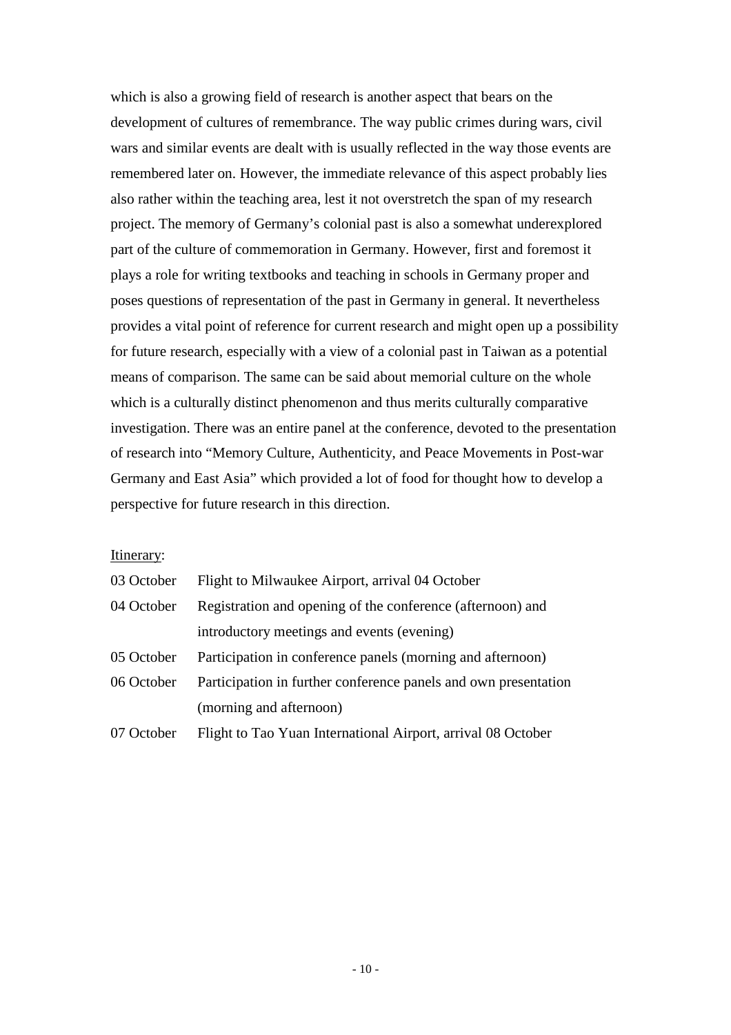which is also a growing field of research is another aspect that bears on the development of cultures of remembrance. The way public crimes during wars, civil wars and similar events are dealt with is usually reflected in the way those events are remembered later on. However, the immediate relevance of this aspect probably lies also rather within the teaching area, lest it not overstretch the span of my research project. The memory of Germany's colonial past is also a somewhat underexplored part of the culture of commemoration in Germany. However, first and foremost it plays a role for writing textbooks and teaching in schools in Germany proper and poses questions of representation of the past in Germany in general. It nevertheless provides a vital point of reference for current research and might open up a possibility for future research, especially with a view of a colonial past in Taiwan as a potential means of comparison. The same can be said about memorial culture on the whole which is a culturally distinct phenomenon and thus merits culturally comparative investigation. There was an entire panel at the conference, devoted to the presentation of research into "Memory Culture, Authenticity, and Peace Movements in Post-war Germany and East Asia" which provided a lot of food for thought how to develop a perspective for future research in this direction.

Itinerary:

| | |
|---|---|
| 03 October | Flight to Milwaukee Airport, arrival 04 October |
| 04 October | Registration and opening of the conference (afternoon) and introductory meetings and events (evening) |
| 05 October | Participation in conference panels (morning and afternoon) |
| 06 October | Participation in further conference panels and own presentation (morning and afternoon) |
| 07 October | Flight to Tao Yuan International Airport, arrival 08 October |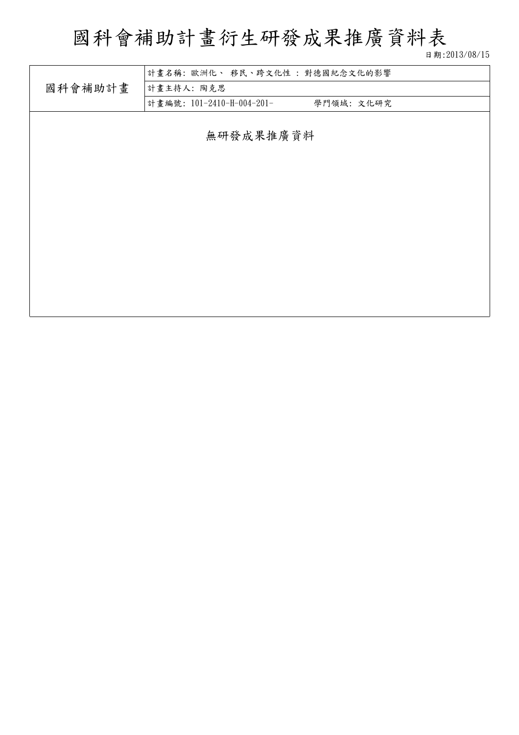# 國科會補助計畫衍生研發成果推廣資料表

日期:2013/08/15

| 國科會補助計畫 | 計畫名稱: 歐洲化、 移民、跨文化性 : 對德國紀念文化的影響 |
|---|---|
| | 計畫主持人: 陶克思 |
| | 計畫編號: 101-2410-H-004-201-　　　學門領域: 文化研究 |

無研發成果推廣資料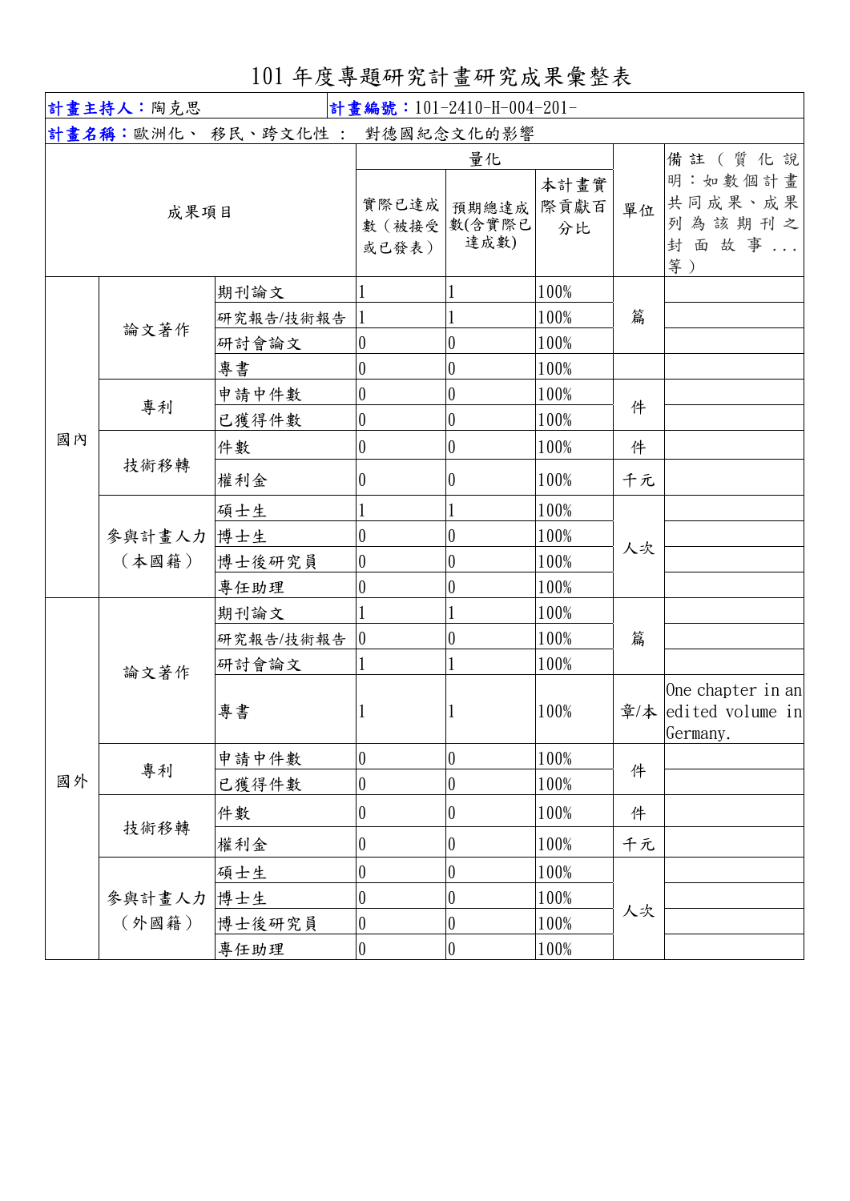# 101 年度專題研究計畫研究成果彙整表

**計畫主持人：**陶克思　　**計畫編號：**101-2410-H-004-201-

**計畫名稱：**歐洲化、 移民、跨文化性 ： 對德國紀念文化的影響

| 成果項目 | | | 量化 | | | 單位 | 備註（質化說明：如數個計畫共同成果、成果列為該期刊之封面故事...等） |
|---|---|---|---|---|---|---|---|
| | | | 實際已達成數（被接受或已發表） | 預期總達成數(含實際已達成數) | 本計畫實際貢獻百分比 | | |
| 國內 | 論文著作 | 期刊論文 | 1 | 1 | 100% | 篇 | |
| | | 研究報告/技術報告 | 1 | 1 | 100% | 篇 | |
| | | 研討會論文 | 0 | 0 | 100% | 篇 | |
| | | 專書 | 0 | 0 | 100% | | |
| | 專利 | 申請中件數 | 0 | 0 | 100% | 件 | |
| | | 已獲得件數 | 0 | 0 | 100% | 件 | |
| | 技術移轉 | 件數 | 0 | 0 | 100% | 件 | |
| | | 權利金 | 0 | 0 | 100% | 千元 | |
| | 參與計畫人力（本國籍） | 碩士生 | 1 | 1 | 100% | 人次 | |
| | | 博士生 | 0 | 0 | 100% | 人次 | |
| | | 博士後研究員 | 0 | 0 | 100% | 人次 | |
| | | 專任助理 | 0 | 0 | 100% | 人次 | |
| 國外 | 論文著作 | 期刊論文 | 1 | 1 | 100% | 篇 | |
| | | 研究報告/技術報告 | 0 | 0 | 100% | 篇 | |
| | | 研討會論文 | 1 | 1 | 100% | 篇 | |
| | | 專書 | 1 | 1 | 100% | 章/本 | One chapter in an edited volume in Germany. |
| | 專利 | 申請中件數 | 0 | 0 | 100% | 件 | |
| | | 已獲得件數 | 0 | 0 | 100% | 件 | |
| | 技術移轉 | 件數 | 0 | 0 | 100% | 件 | |
| | | 權利金 | 0 | 0 | 100% | 千元 | |
| | 參與計畫人力（外國籍） | 碩士生 | 0 | 0 | 100% | 人次 | |
| | | 博士生 | 0 | 0 | 100% | 人次 | |
| | | 博士後研究員 | 0 | 0 | 100% | 人次 | |
| | | 專任助理 | 0 | 0 | 100% | 人次 | |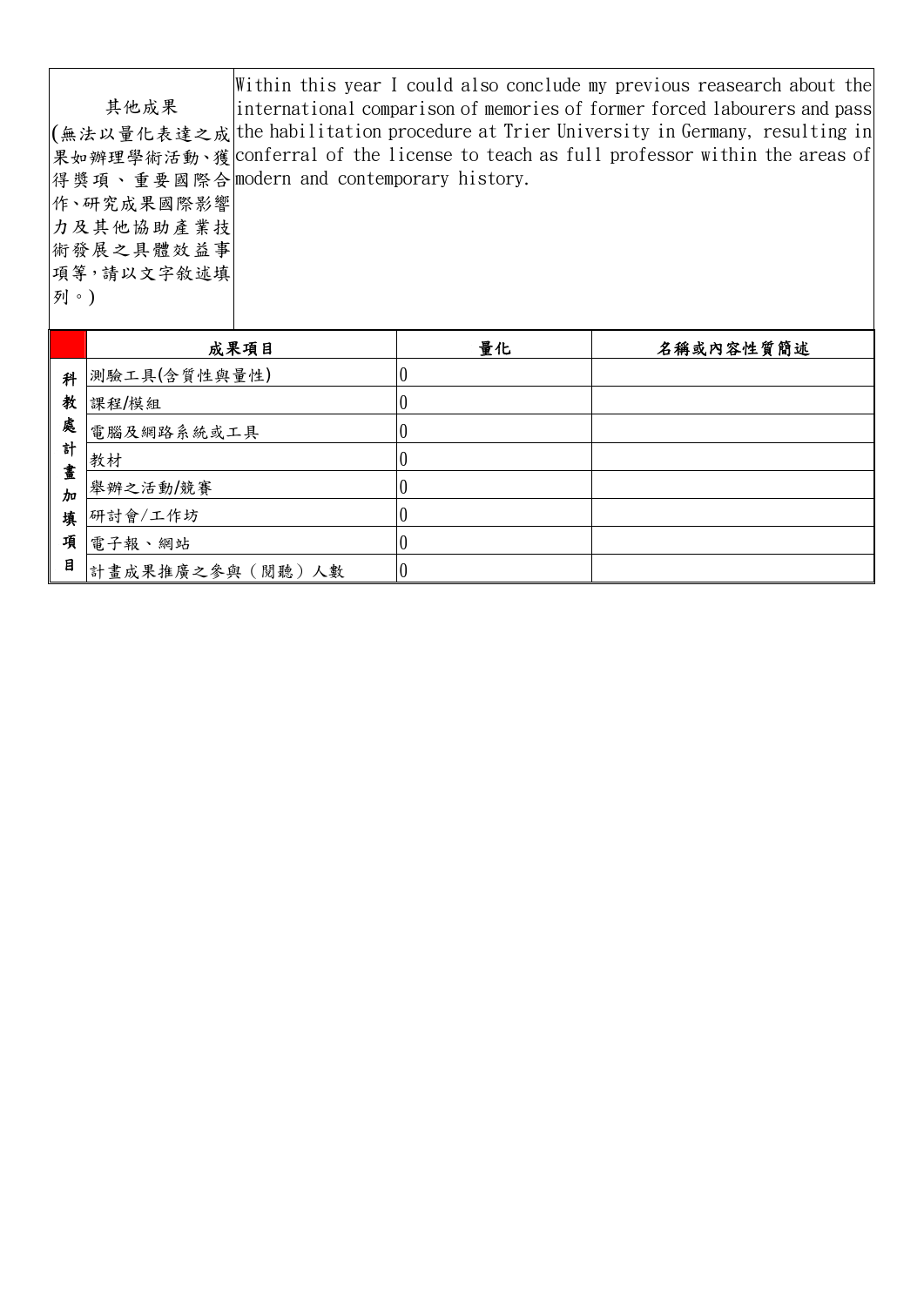| 其他成果<br>(無法以量化表達之成果如辦理學術活動、獲得獎項、重要國際合作、研究成果國際影響力及其他協助產業技術發展之具體效益事項等，請以文字敘述填列。) | Within this year I could also conclude my previous reasearch about the international comparison of memories of former forced labourers and pass the habilitation procedure at Trier University in Germany, resulting in conferral of the license to teach as full professor within the areas of modern and contemporary history. |
|---|---|

| | 成果項目 | 量化 | 名稱或內容性質簡述 |
|---|---|---|---|
| 科教處計畫加填項目 | 測驗工具(含質性與量性) | 0 | |
| | 課程/模組 | 0 | |
| | 電腦及網路系統或工具 | 0 | |
| | 教材 | 0 | |
| | 舉辦之活動/競賽 | 0 | |
| | 研討會/工作坊 | 0 | |
| | 電子報、網站 | 0 | |
| | 計畫成果推廣之參與（閱聽）人數 | 0 | |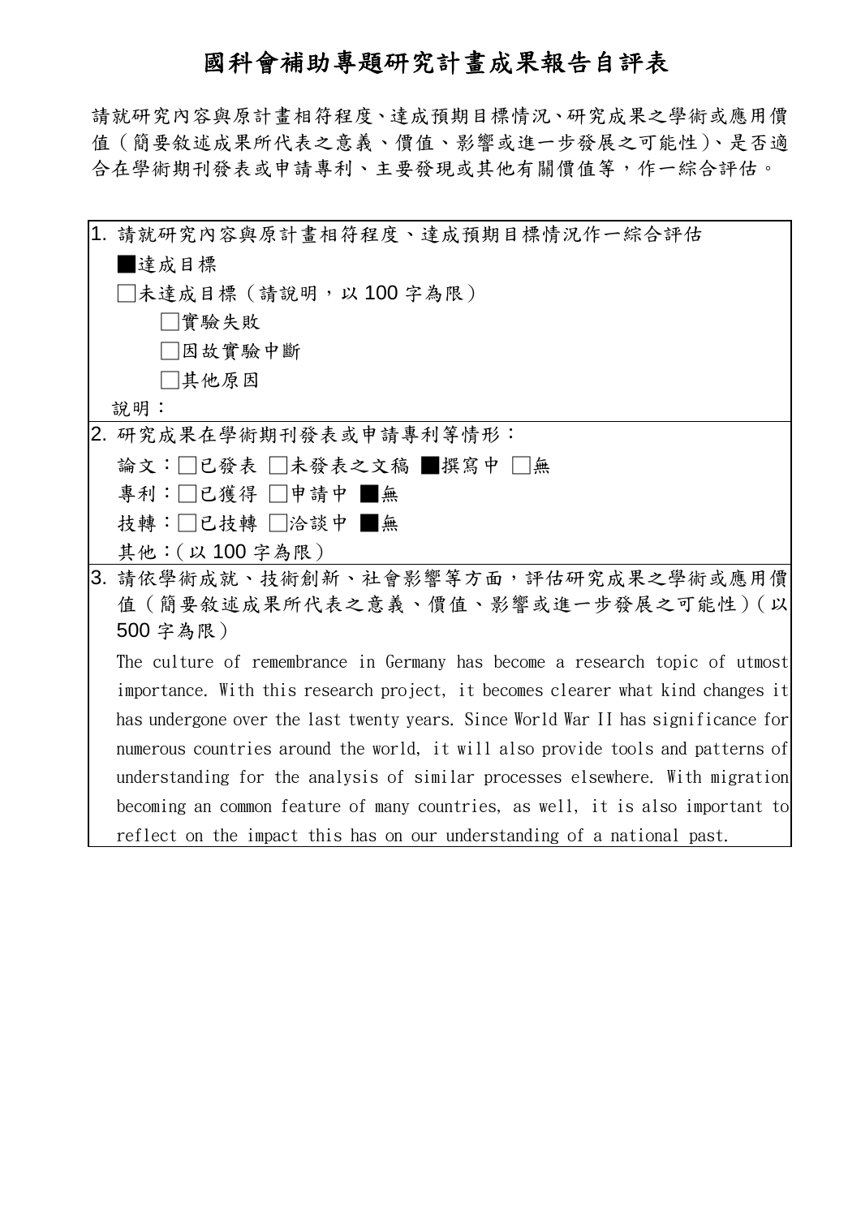# 國科會補助專題研究計畫成果報告自評表

請就研究內容與原計畫相符程度、達成預期目標情況、研究成果之學術或應用價值（簡要敘述成果所代表之意義、價值、影響或進一步發展之可能性）、是否適合在學術期刊發表或申請專利、主要發現或其他有關價值等，作一綜合評估。

1. 請就研究內容與原計畫相符程度、達成預期目標情況作一綜合評估

   ■達成目標

   □未達成目標（請說明，以 100 字為限）

   □實驗失敗

   □因故實驗中斷

   □其他原因

   說明：

2. 研究成果在學術期刊發表或申請專利等情形：

   論文：□已發表 □未發表之文稿 ■撰寫中 □無

   專利：□已獲得 □申請中 ■無

   技轉：□已技轉 □洽談中 ■無

   其他：（以 100 字為限）

3. 請依學術成就、技術創新、社會影響等方面，評估研究成果之學術或應用價值（簡要敘述成果所代表之意義、價值、影響或進一步發展之可能性）（以 500 字為限）

   The culture of remembrance in Germany has become a research topic of utmost importance. With this research project, it becomes clearer what kind changes it has undergone over the last twenty years. Since World War II has significance for numerous countries around the world, it will also provide tools and patterns of understanding for the analysis of similar processes elsewhere. With migration becoming an common feature of many countries, as well, it is also important to reflect on the impact this has on our understanding of a national past.